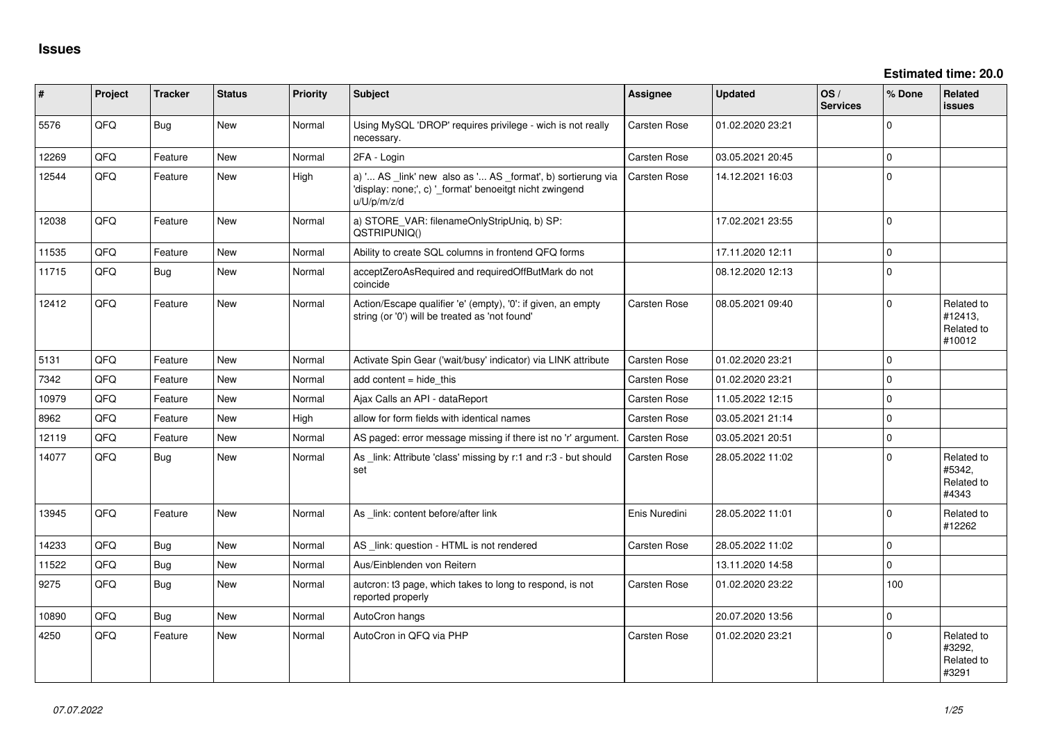# Issues

**Estimated time: 20.0**

| # | Project | Tracker | Status | Priority | Subject | Assignee | Updated | OS / Services | % Done | Related issues |
|---|---|---|---|---|---|---|---|---|---|---|
| 5576 | QFQ | Bug | New | Normal | Using MySQL 'DROP' requires privilege - wich is not really necessary. | Carsten Rose | 01.02.2020 23:21 | | 0 | |
| 12269 | QFQ | Feature | New | Normal | 2FA - Login | Carsten Rose | 03.05.2021 20:45 | | 0 | |
| 12544 | QFQ | Feature | New | High | a) '... AS _link' new also as '... AS _format', b) sortierung via 'display: none;', c) '_format' benoeitgt nicht zwingend u/U/p/m/z/d | Carsten Rose | 14.12.2021 16:03 | | 0 | |
| 12038 | QFQ | Feature | New | Normal | a) STORE_VAR: filenameOnlyStripUniq, b) SP: QSTRIPUNIQ() | | 17.02.2021 23:55 | | 0 | |
| 11535 | QFQ | Feature | New | Normal | Ability to create SQL columns in frontend QFQ forms | | 17.11.2020 12:11 | | 0 | |
| 11715 | QFQ | Bug | New | Normal | acceptZeroAsRequired and requiredOffButMark do not coincide | | 08.12.2020 12:13 | | 0 | |
| 12412 | QFQ | Feature | New | Normal | Action/Escape qualifier 'e' (empty), '0': if given, an empty string (or '0') will be treated as 'not found' | Carsten Rose | 08.05.2021 09:40 | | 0 | Related to #12413, Related to #10012 |
| 5131 | QFQ | Feature | New | Normal | Activate Spin Gear ('wait/busy' indicator) via LINK attribute | Carsten Rose | 01.02.2020 23:21 | | 0 | |
| 7342 | QFQ | Feature | New | Normal | add content = hide_this | Carsten Rose | 01.02.2020 23:21 | | 0 | |
| 10979 | QFQ | Feature | New | Normal | Ajax Calls an API - dataReport | Carsten Rose | 11.05.2022 12:15 | | 0 | |
| 8962 | QFQ | Feature | New | High | allow for form fields with identical names | Carsten Rose | 03.05.2021 21:14 | | 0 | |
| 12119 | QFQ | Feature | New | Normal | AS paged: error message missing if there ist no 'r' argument. | Carsten Rose | 03.05.2021 20:51 | | 0 | |
| 14077 | QFQ | Bug | New | Normal | As _link: Attribute 'class' missing by r:1 and r:3 - but should set | Carsten Rose | 28.05.2022 11:02 | | 0 | Related to #5342, Related to #4343 |
| 13945 | QFQ | Feature | New | Normal | As _link: content before/after link | Enis Nuredini | 28.05.2022 11:01 | | 0 | Related to #12262 |
| 14233 | QFQ | Bug | New | Normal | AS _link: question - HTML is not rendered | Carsten Rose | 28.05.2022 11:02 | | 0 | |
| 11522 | QFQ | Bug | New | Normal | Aus/Einblenden von Reitern | | 13.11.2020 14:58 | | 0 | |
| 9275 | QFQ | Bug | New | Normal | autcron: t3 page, which takes to long to respond, is not reported properly | Carsten Rose | 01.02.2020 23:22 | | 100 | |
| 10890 | QFQ | Bug | New | Normal | AutoCron hangs | | 20.07.2020 13:56 | | 0 | |
| 4250 | QFQ | Feature | New | Normal | AutoCron in QFQ via PHP | Carsten Rose | 01.02.2020 23:21 | | 0 | Related to #3292, Related to #3291 |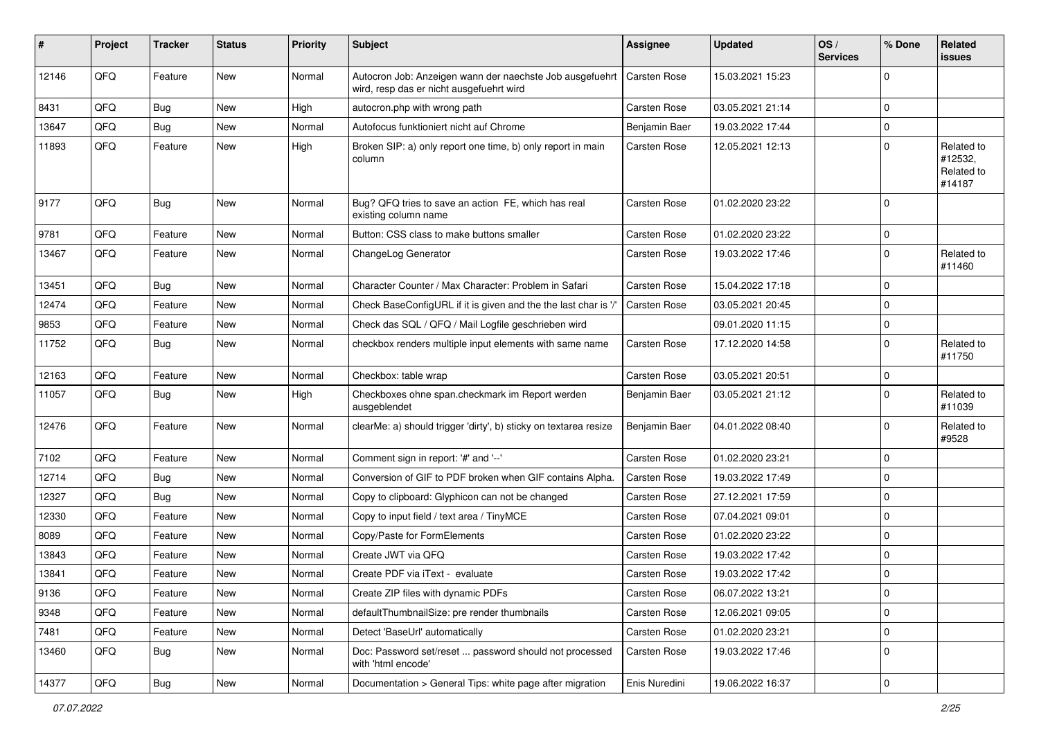| # | Project | Tracker | Status | Priority | Subject | Assignee | Updated | OS / Services | % Done | Related issues |
|---|---|---|---|---|---|---|---|---|---|---|
| 12146 | QFQ | Feature | New | Normal | Autocron Job: Anzeigen wann der naechste Job ausgefuehrt wird, resp das er nicht ausgefuehrt wird | Carsten Rose | 15.03.2021 15:23 | | 0 | |
| 8431 | QFQ | Bug | New | High | autocron.php with wrong path | Carsten Rose | 03.05.2021 21:14 | | 0 | |
| 13647 | QFQ | Bug | New | Normal | Autofocus funktioniert nicht auf Chrome | Benjamin Baer | 19.03.2022 17:44 | | 0 | |
| 11893 | QFQ | Feature | New | High | Broken SIP: a) only report one time, b) only report in main column | Carsten Rose | 12.05.2021 12:13 | | 0 | Related to #12532, Related to #14187 |
| 9177 | QFQ | Bug | New | Normal | Bug? QFQ tries to save an action FE, which has real existing column name | Carsten Rose | 01.02.2020 23:22 | | 0 | |
| 9781 | QFQ | Feature | New | Normal | Button: CSS class to make buttons smaller | Carsten Rose | 01.02.2020 23:22 | | 0 | |
| 13467 | QFQ | Feature | New | Normal | ChangeLog Generator | Carsten Rose | 19.03.2022 17:46 | | 0 | Related to #11460 |
| 13451 | QFQ | Bug | New | Normal | Character Counter / Max Character: Problem in Safari | Carsten Rose | 15.04.2022 17:18 | | 0 | |
| 12474 | QFQ | Feature | New | Normal | Check BaseConfigURL if it is given and the the last char is '/' | Carsten Rose | 03.05.2021 20:45 | | 0 | |
| 9853 | QFQ | Feature | New | Normal | Check das SQL / QFQ / Mail Logfile geschrieben wird | | 09.01.2020 11:15 | | 0 | |
| 11752 | QFQ | Bug | New | Normal | checkbox renders multiple input elements with same name | Carsten Rose | 17.12.2020 14:58 | | 0 | Related to #11750 |
| 12163 | QFQ | Feature | New | Normal | Checkbox: table wrap | Carsten Rose | 03.05.2021 20:51 | | 0 | |
| 11057 | QFQ | Bug | New | High | Checkboxes ohne span.checkmark im Report werden ausgeblendet | Benjamin Baer | 03.05.2021 21:12 | | 0 | Related to #11039 |
| 12476 | QFQ | Feature | New | Normal | clearMe: a) should trigger 'dirty', b) sticky on textarea resize | Benjamin Baer | 04.01.2022 08:40 | | 0 | Related to #9528 |
| 7102 | QFQ | Feature | New | Normal | Comment sign in report: '#' and '--' | Carsten Rose | 01.02.2020 23:21 | | 0 | |
| 12714 | QFQ | Bug | New | Normal | Conversion of GIF to PDF broken when GIF contains Alpha. | Carsten Rose | 19.03.2022 17:49 | | 0 | |
| 12327 | QFQ | Bug | New | Normal | Copy to clipboard: Glyphicon can not be changed | Carsten Rose | 27.12.2021 17:59 | | 0 | |
| 12330 | QFQ | Feature | New | Normal | Copy to input field / text area / TinyMCE | Carsten Rose | 07.04.2021 09:01 | | 0 | |
| 8089 | QFQ | Feature | New | Normal | Copy/Paste for FormElements | Carsten Rose | 01.02.2020 23:22 | | 0 | |
| 13843 | QFQ | Feature | New | Normal | Create JWT via QFQ | Carsten Rose | 19.03.2022 17:42 | | 0 | |
| 13841 | QFQ | Feature | New | Normal | Create PDF via iText - evaluate | Carsten Rose | 19.03.2022 17:42 | | 0 | |
| 9136 | QFQ | Feature | New | Normal | Create ZIP files with dynamic PDFs | Carsten Rose | 06.07.2022 13:21 | | 0 | |
| 9348 | QFQ | Feature | New | Normal | defaultThumbnailSize: pre render thumbnails | Carsten Rose | 12.06.2021 09:05 | | 0 | |
| 7481 | QFQ | Feature | New | Normal | Detect 'BaseUrl' automatically | Carsten Rose | 01.02.2020 23:21 | | 0 | |
| 13460 | QFQ | Bug | New | Normal | Doc: Password set/reset ... password should not processed with 'html encode' | Carsten Rose | 19.03.2022 17:46 | | 0 | |
| 14377 | QFQ | Bug | New | Normal | Documentation > General Tips: white page after migration | Enis Nuredini | 19.06.2022 16:37 | | 0 | |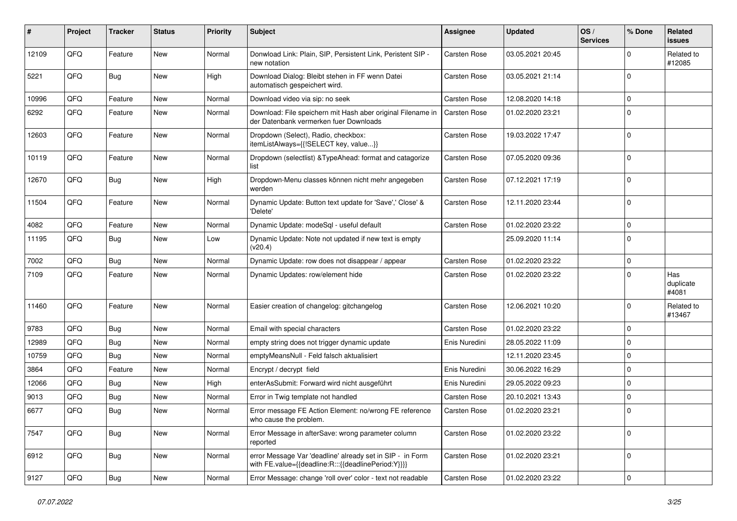| # | Project | Tracker | Status | Priority | Subject | Assignee | Updated | OS / Services | % Done | Related issues |
|---|---|---|---|---|---|---|---|---|---|---|
| 12109 | QFQ | Feature | New | Normal | Donwload Link: Plain, SIP, Persistent Link, Peristent SIP - new notation | Carsten Rose | 03.05.2021 20:45 | | 0 | Related to #12085 |
| 5221 | QFQ | Bug | New | High | Download Dialog: Bleibt stehen in FF wenn Datei automatisch gespeichert wird. | Carsten Rose | 03.05.2021 21:14 | | 0 | |
| 10996 | QFQ | Feature | New | Normal | Download video via sip: no seek | Carsten Rose | 12.08.2020 14:18 | | 0 | |
| 6292 | QFQ | Feature | New | Normal | Download: File speichern mit Hash aber original Filename in der Datenbank vermerken fuer Downloads | Carsten Rose | 01.02.2020 23:21 | | 0 | |
| 12603 | QFQ | Feature | New | Normal | Dropdown (Select), Radio, checkbox: itemListAlways={{!SELECT key, value...}} | Carsten Rose | 19.03.2022 17:47 | | 0 | |
| 10119 | QFQ | Feature | New | Normal | Dropdown (selectlist) &TypeAhead: format and catagorize list | Carsten Rose | 07.05.2020 09:36 | | 0 | |
| 12670 | QFQ | Bug | New | High | Dropdown-Menu classes können nicht mehr angegeben werden | Carsten Rose | 07.12.2021 17:19 | | 0 | |
| 11504 | QFQ | Feature | New | Normal | Dynamic Update: Button text update for 'Save',' Close' & 'Delete' | Carsten Rose | 12.11.2020 23:44 | | 0 | |
| 4082 | QFQ | Feature | New | Normal | Dynamic Update: modeSql - useful default | Carsten Rose | 01.02.2020 23:22 | | 0 | |
| 11195 | QFQ | Bug | New | Low | Dynamic Update: Note not updated if new text is empty (v20.4) | | 25.09.2020 11:14 | | 0 | |
| 7002 | QFQ | Bug | New | Normal | Dynamic Update: row does not disappear / appear | Carsten Rose | 01.02.2020 23:22 | | 0 | |
| 7109 | QFQ | Feature | New | Normal | Dynamic Updates: row/element hide | Carsten Rose | 01.02.2020 23:22 | | 0 | Has duplicate #4081 |
| 11460 | QFQ | Feature | New | Normal | Easier creation of changelog: gitchangelog | Carsten Rose | 12.06.2021 10:20 | | 0 | Related to #13467 |
| 9783 | QFQ | Bug | New | Normal | Email with special characters | Carsten Rose | 01.02.2020 23:22 | | 0 | |
| 12989 | QFQ | Bug | New | Normal | empty string does not trigger dynamic update | Enis Nuredini | 28.05.2022 11:09 | | 0 | |
| 10759 | QFQ | Bug | New | Normal | emptyMeansNull - Feld falsch aktualisiert | | 12.11.2020 23:45 | | 0 | |
| 3864 | QFQ | Feature | New | Normal | Encrypt / decrypt field | Enis Nuredini | 30.06.2022 16:29 | | 0 | |
| 12066 | QFQ | Bug | New | High | enterAsSubmit: Forward wird nicht ausgeführt | Enis Nuredini | 29.05.2022 09:23 | | 0 | |
| 9013 | QFQ | Bug | New | Normal | Error in Twig template not handled | Carsten Rose | 20.10.2021 13:43 | | 0 | |
| 6677 | QFQ | Bug | New | Normal | Error message FE Action Element: no/wrong FE reference who cause the problem. | Carsten Rose | 01.02.2020 23:21 | | 0 | |
| 7547 | QFQ | Bug | New | Normal | Error Message in afterSave: wrong parameter column reported | Carsten Rose | 01.02.2020 23:22 | | 0 | |
| 6912 | QFQ | Bug | New | Normal | error Message Var 'deadline' already set in SIP - in Form with FE.value={{deadline:R:::{{deadlinePeriod:Y}}}} | Carsten Rose | 01.02.2020 23:21 | | 0 | |
| 9127 | QFQ | Bug | New | Normal | Error Message: change 'roll over' color - text not readable | Carsten Rose | 01.02.2020 23:22 | | 0 | |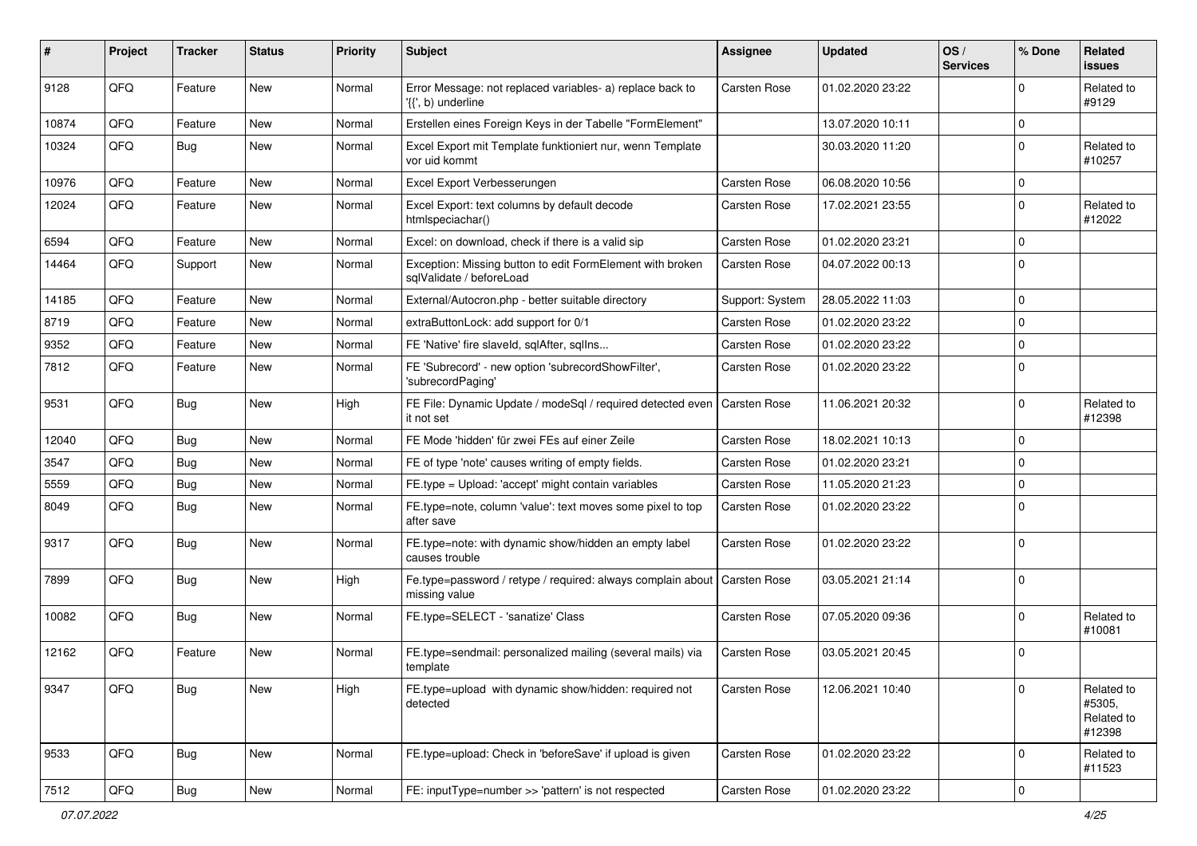| # | Project | Tracker | Status | Priority | Subject | Assignee | Updated | OS / Services | % Done | Related issues |
|---|---|---|---|---|---|---|---|---|---|---|
| 9128 | QFQ | Feature | New | Normal | Error Message: not replaced variables- a) replace back to '{{', b) underline | Carsten Rose | 01.02.2020 23:22 | | 0 | Related to #9129 |
| 10874 | QFQ | Feature | New | Normal | Erstellen eines Foreign Keys in der Tabelle "FormElement" | | 13.07.2020 10:11 | | 0 | |
| 10324 | QFQ | Bug | New | Normal | Excel Export mit Template funktioniert nur, wenn Template vor uid kommt | | 30.03.2020 11:20 | | 0 | Related to #10257 |
| 10976 | QFQ | Feature | New | Normal | Excel Export Verbesserungen | Carsten Rose | 06.08.2020 10:56 | | 0 | |
| 12024 | QFQ | Feature | New | Normal | Excel Export: text columns by default decode htmlspeciachar() | Carsten Rose | 17.02.2021 23:55 | | 0 | Related to #12022 |
| 6594 | QFQ | Feature | New | Normal | Excel: on download, check if there is a valid sip | Carsten Rose | 01.02.2020 23:21 | | 0 | |
| 14464 | QFQ | Support | New | Normal | Exception: Missing button to edit FormElement with broken sqlValidate / beforeLoad | Carsten Rose | 04.07.2022 00:13 | | 0 | |
| 14185 | QFQ | Feature | New | Normal | External/Autocron.php - better suitable directory | Support: System | 28.05.2022 11:03 | | 0 | |
| 8719 | QFQ | Feature | New | Normal | extraButtonLock: add support for 0/1 | Carsten Rose | 01.02.2020 23:22 | | 0 | |
| 9352 | QFQ | Feature | New | Normal | FE 'Native' fire slaveId, sqlAfter, sqlIns... | Carsten Rose | 01.02.2020 23:22 | | 0 | |
| 7812 | QFQ | Feature | New | Normal | FE 'Subrecord' - new option 'subrecordShowFilter', 'subrecordPaging' | Carsten Rose | 01.02.2020 23:22 | | 0 | |
| 9531 | QFQ | Bug | New | High | FE File: Dynamic Update / modeSql / required detected even it not set | Carsten Rose | 11.06.2021 20:32 | | 0 | Related to #12398 |
| 12040 | QFQ | Bug | New | Normal | FE Mode 'hidden' für zwei FEs auf einer Zeile | Carsten Rose | 18.02.2021 10:13 | | 0 | |
| 3547 | QFQ | Bug | New | Normal | FE of type 'note' causes writing of empty fields. | Carsten Rose | 01.02.2020 23:21 | | 0 | |
| 5559 | QFQ | Bug | New | Normal | FE.type = Upload: 'accept' might contain variables | Carsten Rose | 11.05.2020 21:23 | | 0 | |
| 8049 | QFQ | Bug | New | Normal | FE.type=note, column 'value': text moves some pixel to top after save | Carsten Rose | 01.02.2020 23:22 | | 0 | |
| 9317 | QFQ | Bug | New | Normal | FE.type=note: with dynamic show/hidden an empty label causes trouble | Carsten Rose | 01.02.2020 23:22 | | 0 | |
| 7899 | QFQ | Bug | New | High | Fe.type=password / retype / required: always complain about missing value | Carsten Rose | 03.05.2021 21:14 | | 0 | |
| 10082 | QFQ | Bug | New | Normal | FE.type=SELECT - 'sanatize' Class | Carsten Rose | 07.05.2020 09:36 | | 0 | Related to #10081 |
| 12162 | QFQ | Feature | New | Normal | FE.type=sendmail: personalized mailing (several mails) via template | Carsten Rose | 03.05.2021 20:45 | | 0 | |
| 9347 | QFQ | Bug | New | High | FE.type=upload with dynamic show/hidden: required not detected | Carsten Rose | 12.06.2021 10:40 | | 0 | Related to #5305, Related to #12398 |
| 9533 | QFQ | Bug | New | Normal | FE.type=upload: Check in 'beforeSave' if upload is given | Carsten Rose | 01.02.2020 23:22 | | 0 | Related to #11523 |
| 7512 | QFQ | Bug | New | Normal | FE: inputType=number >> 'pattern' is not respected | Carsten Rose | 01.02.2020 23:22 | | 0 | |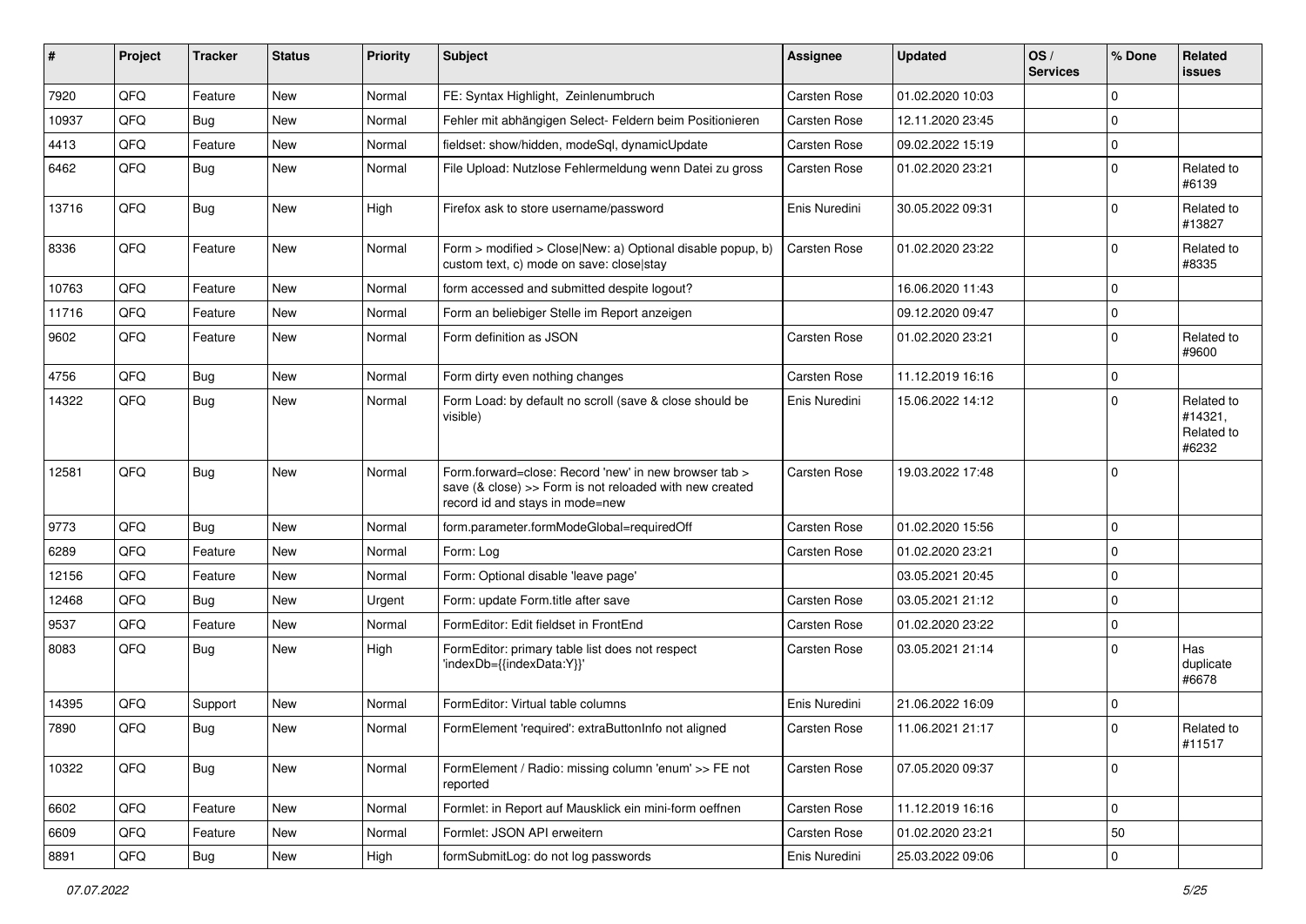| # | Project | Tracker | Status | Priority | Subject | Assignee | Updated | OS / Services | % Done | Related issues |
|---|---|---|---|---|---|---|---|---|---|---|
| 7920 | QFQ | Feature | New | Normal | FE: Syntax Highlight, Zeilenumbruch | Carsten Rose | 01.02.2020 10:03 | | 0 | |
| 10937 | QFQ | Bug | New | Normal | Fehler mit abhängigen Select- Feldern beim Positionieren | Carsten Rose | 12.11.2020 23:45 | | 0 | |
| 4413 | QFQ | Feature | New | Normal | fieldset: show/hidden, modeSql, dynamicUpdate | Carsten Rose | 09.02.2022 15:19 | | 0 | |
| 6462 | QFQ | Bug | New | Normal | File Upload: Nutzlose Fehlermeldung wenn Datei zu gross | Carsten Rose | 01.02.2020 23:21 | | 0 | Related to #6139 |
| 13716 | QFQ | Bug | New | High | Firefox ask to store username/password | Enis Nuredini | 30.05.2022 09:31 | | 0 | Related to #13827 |
| 8336 | QFQ | Feature | New | Normal | Form > modified > Close\|New: a) Optional disable popup, b) custom text, c) mode on save: close\|stay | Carsten Rose | 01.02.2020 23:22 | | 0 | Related to #8335 |
| 10763 | QFQ | Feature | New | Normal | form accessed and submitted despite logout? | | 16.06.2020 11:43 | | 0 | |
| 11716 | QFQ | Feature | New | Normal | Form an beliebiger Stelle im Report anzeigen | | 09.12.2020 09:47 | | 0 | |
| 9602 | QFQ | Feature | New | Normal | Form definition as JSON | Carsten Rose | 01.02.2020 23:21 | | 0 | Related to #9600 |
| 4756 | QFQ | Bug | New | Normal | Form dirty even nothing changes | Carsten Rose | 11.12.2019 16:16 | | 0 | |
| 14322 | QFQ | Bug | New | Normal | Form Load: by default no scroll (save & close should be visible) | Enis Nuredini | 15.06.2022 14:12 | | 0 | Related to #14321, Related to #6232 |
| 12581 | QFQ | Bug | New | Normal | Form.forward=close: Record 'new' in new browser tab > save (& close) >> Form is not reloaded with new created record id and stays in mode=new | Carsten Rose | 19.03.2022 17:48 | | 0 | |
| 9773 | QFQ | Bug | New | Normal | form.parameter.formModeGlobal=requiredOff | Carsten Rose | 01.02.2020 15:56 | | 0 | |
| 6289 | QFQ | Feature | New | Normal | Form: Log | Carsten Rose | 01.02.2020 23:21 | | 0 | |
| 12156 | QFQ | Feature | New | Normal | Form: Optional disable 'leave page' | | 03.05.2021 20:45 | | 0 | |
| 12468 | QFQ | Bug | New | Urgent | Form: update Form.title after save | Carsten Rose | 03.05.2021 21:12 | | 0 | |
| 9537 | QFQ | Feature | New | Normal | FormEditor: Edit fieldset in FrontEnd | Carsten Rose | 01.02.2020 23:22 | | 0 | |
| 8083 | QFQ | Bug | New | High | FormEditor: primary table list does not respect 'indexDb={{indexData:Y}}' | Carsten Rose | 03.05.2021 21:14 | | 0 | Has duplicate #6678 |
| 14395 | QFQ | Support | New | Normal | FormEditor: Virtual table columns | Enis Nuredini | 21.06.2022 16:09 | | 0 | |
| 7890 | QFQ | Bug | New | Normal | FormElement 'required': extraButtonInfo not aligned | Carsten Rose | 11.06.2021 21:17 | | 0 | Related to #11517 |
| 10322 | QFQ | Bug | New | Normal | FormElement / Radio: missing column 'enum' >> FE not reported | Carsten Rose | 07.05.2020 09:37 | | 0 | |
| 6602 | QFQ | Feature | New | Normal | Formlet: in Report auf Mausklick ein mini-form oeffnen | Carsten Rose | 11.12.2019 16:16 | | 0 | |
| 6609 | QFQ | Feature | New | Normal | Formlet: JSON API erweitern | Carsten Rose | 01.02.2020 23:21 | | 50 | |
| 8891 | QFQ | Bug | New | High | formSubmitLog: do not log passwords | Enis Nuredini | 25.03.2022 09:06 | | 0 | |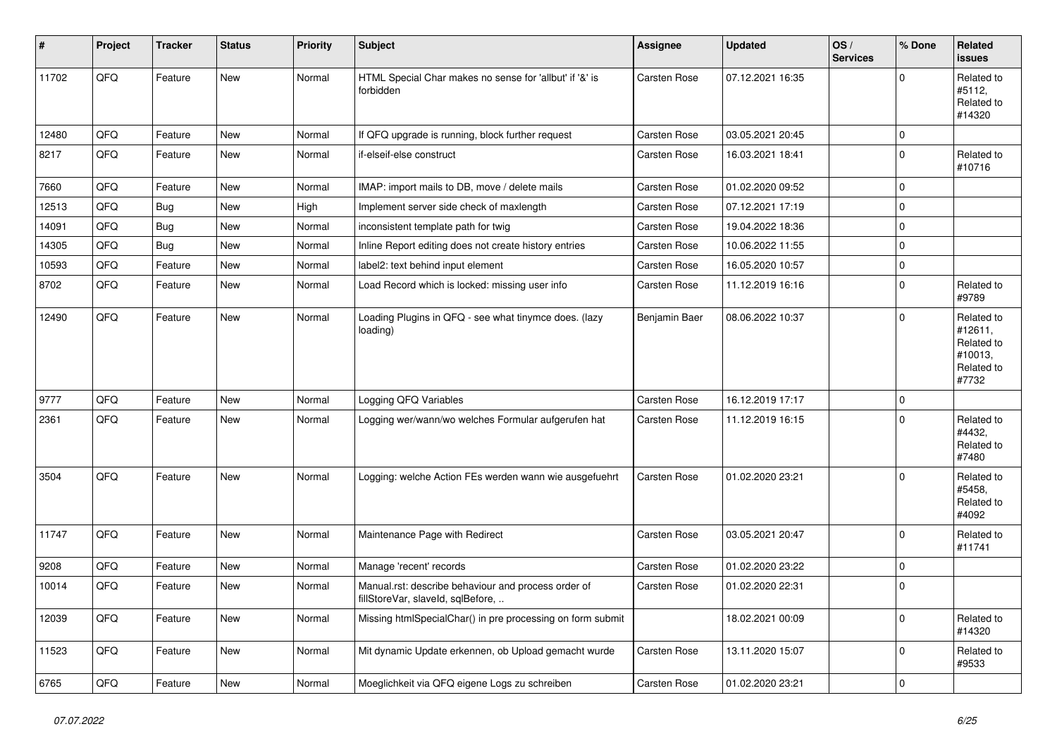| # | Project | Tracker | Status | Priority | Subject | Assignee | Updated | OS / Services | % Done | Related issues |
|---|---|---|---|---|---|---|---|---|---|---|
| 11702 | QFQ | Feature | New | Normal | HTML Special Char makes no sense for 'allbut' if '&' is forbidden | Carsten Rose | 07.12.2021 16:35 | | 0 | Related to #5112, Related to #14320 |
| 12480 | QFQ | Feature | New | Normal | If QFQ upgrade is running, block further request | Carsten Rose | 03.05.2021 20:45 | | 0 | |
| 8217 | QFQ | Feature | New | Normal | if-elseif-else construct | Carsten Rose | 16.03.2021 18:41 | | 0 | Related to #10716 |
| 7660 | QFQ | Feature | New | Normal | IMAP: import mails to DB, move / delete mails | Carsten Rose | 01.02.2020 09:52 | | 0 | |
| 12513 | QFQ | Bug | New | High | Implement server side check of maxlength | Carsten Rose | 07.12.2021 17:19 | | 0 | |
| 14091 | QFQ | Bug | New | Normal | inconsistent template path for twig | Carsten Rose | 19.04.2022 18:36 | | 0 | |
| 14305 | QFQ | Bug | New | Normal | Inline Report editing does not create history entries | Carsten Rose | 10.06.2022 11:55 | | 0 | |
| 10593 | QFQ | Feature | New | Normal | label2: text behind input element | Carsten Rose | 16.05.2020 10:57 | | 0 | |
| 8702 | QFQ | Feature | New | Normal | Load Record which is locked: missing user info | Carsten Rose | 11.12.2019 16:16 | | 0 | Related to #9789 |
| 12490 | QFQ | Feature | New | Normal | Loading Plugins in QFQ - see what tinymce does. (lazy loading) | Benjamin Baer | 08.06.2022 10:37 | | 0 | Related to #12611, Related to #10013, Related to #7732 |
| 9777 | QFQ | Feature | New | Normal | Logging QFQ Variables | Carsten Rose | 16.12.2019 17:17 | | 0 | |
| 2361 | QFQ | Feature | New | Normal | Logging wer/wann/wo welches Formular aufgerufen hat | Carsten Rose | 11.12.2019 16:15 | | 0 | Related to #4432, Related to #7480 |
| 3504 | QFQ | Feature | New | Normal | Logging: welche Action FEs werden wann wie ausgefuehrt | Carsten Rose | 01.02.2020 23:21 | | 0 | Related to #5458, Related to #4092 |
| 11747 | QFQ | Feature | New | Normal | Maintenance Page with Redirect | Carsten Rose | 03.05.2021 20:47 | | 0 | Related to #11741 |
| 9208 | QFQ | Feature | New | Normal | Manage 'recent' records | Carsten Rose | 01.02.2020 23:22 | | 0 | |
| 10014 | QFQ | Feature | New | Normal | Manual.rst: describe behaviour and process order of fillStoreVar, slaveId, sqlBefore, .. | Carsten Rose | 01.02.2020 22:31 | | 0 | |
| 12039 | QFQ | Feature | New | Normal | Missing htmlSpecialChar() in pre processing on form submit | | 18.02.2021 00:09 | | 0 | Related to #14320 |
| 11523 | QFQ | Feature | New | Normal | Mit dynamic Update erkennen, ob Upload gemacht wurde | Carsten Rose | 13.11.2020 15:07 | | 0 | Related to #9533 |
| 6765 | QFQ | Feature | New | Normal | Moeglichkeit via QFQ eigene Logs zu schreiben | Carsten Rose | 01.02.2020 23:21 | | 0 | |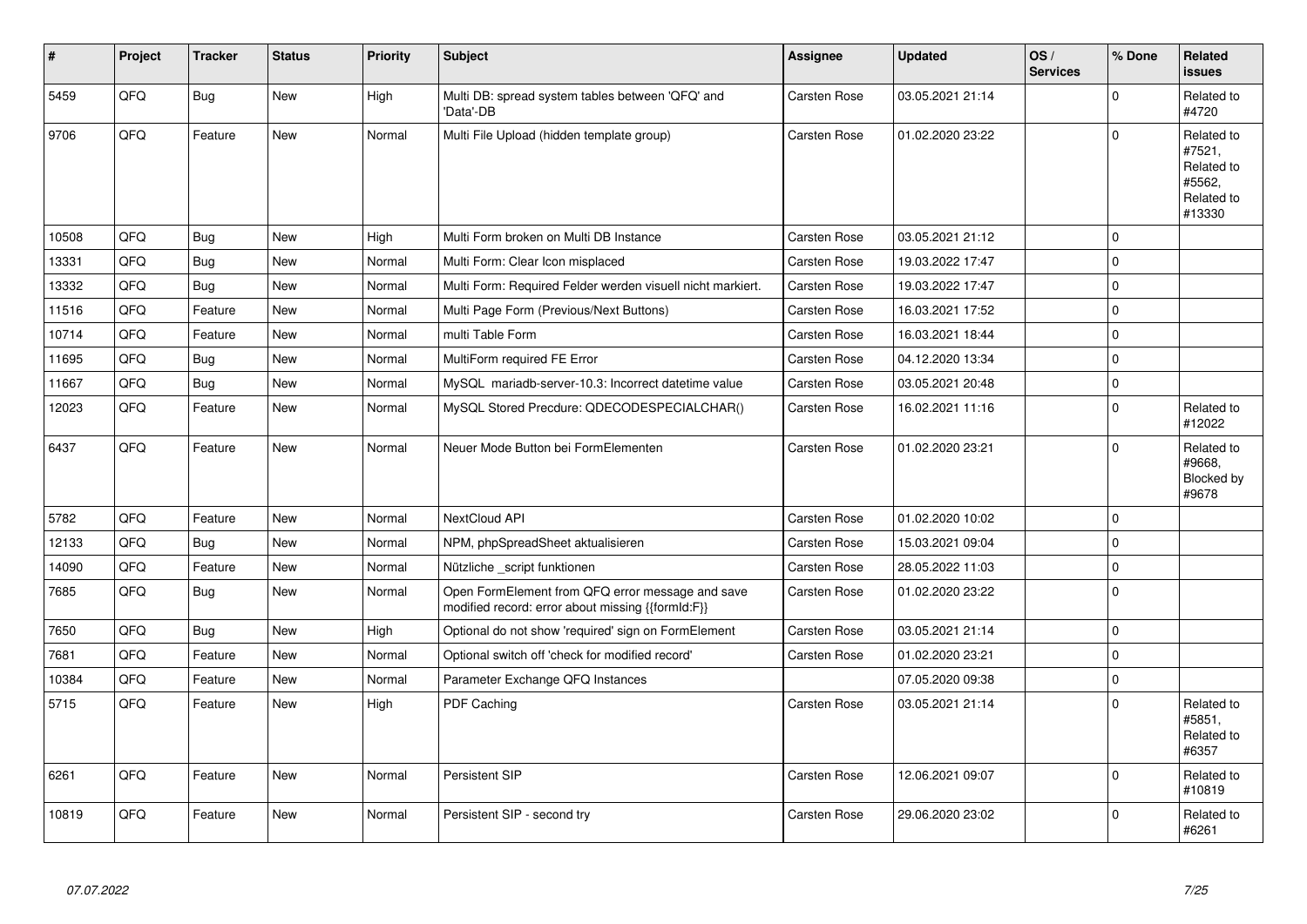| # | Project | Tracker | Status | Priority | Subject | Assignee | Updated | OS / Services | % Done | Related issues |
|---|---|---|---|---|---|---|---|---|---|---|
| 5459 | QFQ | Bug | New | High | Multi DB: spread system tables between 'QFQ' and 'Data'-DB | Carsten Rose | 03.05.2021 21:14 | | 0 | Related to #4720 |
| 9706 | QFQ | Feature | New | Normal | Multi File Upload (hidden template group) | Carsten Rose | 01.02.2020 23:22 | | 0 | Related to #7521, Related to #5562, Related to #13330 |
| 10508 | QFQ | Bug | New | High | Multi Form broken on Multi DB Instance | Carsten Rose | 03.05.2021 21:12 | | 0 | |
| 13331 | QFQ | Bug | New | Normal | Multi Form: Clear Icon misplaced | Carsten Rose | 19.03.2022 17:47 | | 0 | |
| 13332 | QFQ | Bug | New | Normal | Multi Form: Required Felder werden visuell nicht markiert. | Carsten Rose | 19.03.2022 17:47 | | 0 | |
| 11516 | QFQ | Feature | New | Normal | Multi Page Form (Previous/Next Buttons) | Carsten Rose | 16.03.2021 17:52 | | 0 | |
| 10714 | QFQ | Feature | New | Normal | multi Table Form | Carsten Rose | 16.03.2021 18:44 | | 0 | |
| 11695 | QFQ | Bug | New | Normal | MultiForm required FE Error | Carsten Rose | 04.12.2020 13:34 | | 0 | |
| 11667 | QFQ | Bug | New | Normal | MySQL mariadb-server-10.3: Incorrect datetime value | Carsten Rose | 03.05.2021 20:48 | | 0 | |
| 12023 | QFQ | Feature | New | Normal | MySQL Stored Precdure: QDECODESPECIALCHAR() | Carsten Rose | 16.02.2021 11:16 | | 0 | Related to #12022 |
| 6437 | QFQ | Feature | New | Normal | Neuer Mode Button bei FormElementen | Carsten Rose | 01.02.2020 23:21 | | 0 | Related to #9668, Blocked by #9678 |
| 5782 | QFQ | Feature | New | Normal | NextCloud API | Carsten Rose | 01.02.2020 10:02 | | 0 | |
| 12133 | QFQ | Bug | New | Normal | NPM, phpSpreadSheet aktualisieren | Carsten Rose | 15.03.2021 09:04 | | 0 | |
| 14090 | QFQ | Feature | New | Normal | Nützliche _script funktionen | Carsten Rose | 28.05.2022 11:03 | | 0 | |
| 7685 | QFQ | Bug | New | Normal | Open FormElement from QFQ error message and save modified record: error about missing {{formId:F}} | Carsten Rose | 01.02.2020 23:22 | | 0 | |
| 7650 | QFQ | Bug | New | High | Optional do not show 'required' sign on FormElement | Carsten Rose | 03.05.2021 21:14 | | 0 | |
| 7681 | QFQ | Feature | New | Normal | Optional switch off 'check for modified record' | Carsten Rose | 01.02.2020 23:21 | | 0 | |
| 10384 | QFQ | Feature | New | Normal | Parameter Exchange QFQ Instances | | 07.05.2020 09:38 | | 0 | |
| 5715 | QFQ | Feature | New | High | PDF Caching | Carsten Rose | 03.05.2021 21:14 | | 0 | Related to #5851, Related to #6357 |
| 6261 | QFQ | Feature | New | Normal | Persistent SIP | Carsten Rose | 12.06.2021 09:07 | | 0 | Related to #10819 |
| 10819 | QFQ | Feature | New | Normal | Persistent SIP - second try | Carsten Rose | 29.06.2020 23:02 | | 0 | Related to #6261 |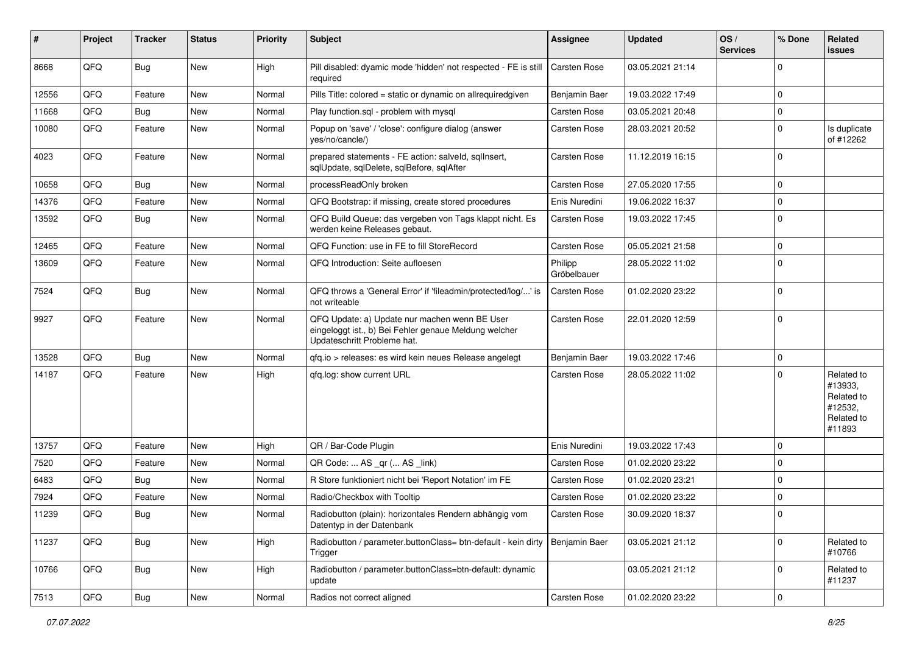| # | Project | Tracker | Status | Priority | Subject | Assignee | Updated | OS / Services | % Done | Related issues |
|---|---|---|---|---|---|---|---|---|---|---|
| 8668 | QFQ | Bug | New | High | Pill disabled: dyamic mode 'hidden' not respected - FE is still required | Carsten Rose | 03.05.2021 21:14 | | 0 | |
| 12556 | QFQ | Feature | New | Normal | Pills Title: colored = static or dynamic on allrequiredgiven | Benjamin Baer | 19.03.2022 17:49 | | 0 | |
| 11668 | QFQ | Bug | New | Normal | Play function.sql - problem with mysql | Carsten Rose | 03.05.2021 20:48 | | 0 | |
| 10080 | QFQ | Feature | New | Normal | Popup on 'save' / 'close': configure dialog (answer yes/no/cancle/) | Carsten Rose | 28.03.2021 20:52 | | 0 | Is duplicate of #12262 |
| 4023 | QFQ | Feature | New | Normal | prepared statements - FE action: salveld, sqlInsert, sqlUpdate, sqlDelete, sqlBefore, sqlAfter | Carsten Rose | 11.12.2019 16:15 | | 0 | |
| 10658 | QFQ | Bug | New | Normal | processReadOnly broken | Carsten Rose | 27.05.2020 17:55 | | 0 | |
| 14376 | QFQ | Feature | New | Normal | QFQ Bootstrap: if missing, create stored procedures | Enis Nuredini | 19.06.2022 16:37 | | 0 | |
| 13592 | QFQ | Bug | New | Normal | QFQ Build Queue: das vergeben von Tags klappt nicht. Es werden keine Releases gebaut. | Carsten Rose | 19.03.2022 17:45 | | 0 | |
| 12465 | QFQ | Feature | New | Normal | QFQ Function: use in FE to fill StoreRecord | Carsten Rose | 05.05.2021 21:58 | | 0 | |
| 13609 | QFQ | Feature | New | Normal | QFQ Introduction: Seite aufloesen | Philipp Gröbelbauer | 28.05.2022 11:02 | | 0 | |
| 7524 | QFQ | Bug | New | Normal | QFQ throws a 'General Error' if 'fileadmin/protected/log/...' is not writeable | Carsten Rose | 01.02.2020 23:22 | | 0 | |
| 9927 | QFQ | Feature | New | Normal | QFQ Update: a) Update nur machen wenn BE User eingeloggt ist., b) Bei Fehler genaue Meldung welcher Updateschritt Probleme hat. | Carsten Rose | 22.01.2020 12:59 | | 0 | |
| 13528 | QFQ | Bug | New | Normal | qfq.io > releases: es wird kein neues Release angelegt | Benjamin Baer | 19.03.2022 17:46 | | 0 | |
| 14187 | QFQ | Feature | New | High | qfq.log: show current URL | Carsten Rose | 28.05.2022 11:02 | | 0 | Related to #13933, Related to #12532, Related to #11893 |
| 13757 | QFQ | Feature | New | High | QR / Bar-Code Plugin | Enis Nuredini | 19.03.2022 17:43 | | 0 | |
| 7520 | QFQ | Feature | New | Normal | QR Code: ... AS _qr (... AS _link) | Carsten Rose | 01.02.2020 23:22 | | 0 | |
| 6483 | QFQ | Bug | New | Normal | R Store funktioniert nicht bei 'Report Notation' im FE | Carsten Rose | 01.02.2020 23:21 | | 0 | |
| 7924 | QFQ | Feature | New | Normal | Radio/Checkbox with Tooltip | Carsten Rose | 01.02.2020 23:22 | | 0 | |
| 11239 | QFQ | Bug | New | Normal | Radiobutton (plain): horizontales Rendern abhängig vom Datentyp in der Datenbank | Carsten Rose | 30.09.2020 18:37 | | 0 | |
| 11237 | QFQ | Bug | New | High | Radiobutton / parameter.buttonClass= btn-default - kein dirty Trigger | Benjamin Baer | 03.05.2021 21:12 | | 0 | Related to #10766 |
| 10766 | QFQ | Bug | New | High | Radiobutton / parameter.buttonClass=btn-default: dynamic update | | 03.05.2021 21:12 | | 0 | Related to #11237 |
| 7513 | QFQ | Bug | New | Normal | Radios not correct aligned | Carsten Rose | 01.02.2020 23:22 | | 0 | |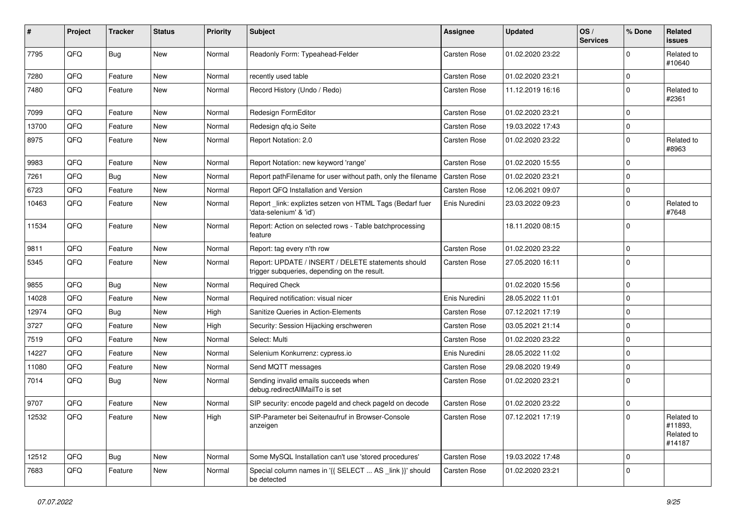| # | Project | Tracker | Status | Priority | Subject | Assignee | Updated | OS / Services | % Done | Related issues |
|---|---|---|---|---|---|---|---|---|---|---|
| 7795 | QFQ | Bug | New | Normal | Readonly Form: Typeahead-Felder | Carsten Rose | 01.02.2020 23:22 | | 0 | Related to #10640 |
| 7280 | QFQ | Feature | New | Normal | recently used table | Carsten Rose | 01.02.2020 23:21 | | 0 | |
| 7480 | QFQ | Feature | New | Normal | Record History (Undo / Redo) | Carsten Rose | 11.12.2019 16:16 | | 0 | Related to #2361 |
| 7099 | QFQ | Feature | New | Normal | Redesign FormEditor | Carsten Rose | 01.02.2020 23:21 | | 0 | |
| 13700 | QFQ | Feature | New | Normal | Redesign qfq.io Seite | Carsten Rose | 19.03.2022 17:43 | | 0 | |
| 8975 | QFQ | Feature | New | Normal | Report Notation: 2.0 | Carsten Rose | 01.02.2020 23:22 | | 0 | Related to #8963 |
| 9983 | QFQ | Feature | New | Normal | Report Notation: new keyword 'range' | Carsten Rose | 01.02.2020 15:55 | | 0 | |
| 7261 | QFQ | Bug | New | Normal | Report pathFilename for user without path, only the filename | Carsten Rose | 01.02.2020 23:21 | | 0 | |
| 6723 | QFQ | Feature | New | Normal | Report QFQ Installation and Version | Carsten Rose | 12.06.2021 09:07 | | 0 | |
| 10463 | QFQ | Feature | New | Normal | Report _link: expliztes setzen von HTML Tags (Bedarf fuer 'data-selenium' & 'id') | Enis Nuredini | 23.03.2022 09:23 | | 0 | Related to #7648 |
| 11534 | QFQ | Feature | New | Normal | Report: Action on selected rows - Table batchprocessing feature | | 18.11.2020 08:15 | | 0 | |
| 9811 | QFQ | Feature | New | Normal | Report: tag every n'th row | Carsten Rose | 01.02.2020 23:22 | | 0 | |
| 5345 | QFQ | Feature | New | Normal | Report: UPDATE / INSERT / DELETE statements should trigger subqueries, depending on the result. | Carsten Rose | 27.05.2020 16:11 | | 0 | |
| 9855 | QFQ | Bug | New | Normal | Required Check | | 01.02.2020 15:56 | | 0 | |
| 14028 | QFQ | Feature | New | Normal | Required notification: visual nicer | Enis Nuredini | 28.05.2022 11:01 | | 0 | |
| 12974 | QFQ | Bug | New | High | Sanitize Queries in Action-Elements | Carsten Rose | 07.12.2021 17:19 | | 0 | |
| 3727 | QFQ | Feature | New | High | Security: Session Hijacking erschweren | Carsten Rose | 03.05.2021 21:14 | | 0 | |
| 7519 | QFQ | Feature | New | Normal | Select: Multi | Carsten Rose | 01.02.2020 23:22 | | 0 | |
| 14227 | QFQ | Feature | New | Normal | Selenium Konkurrenz: cypress.io | Enis Nuredini | 28.05.2022 11:02 | | 0 | |
| 11080 | QFQ | Feature | New | Normal | Send MQTT messages | Carsten Rose | 29.08.2020 19:49 | | 0 | |
| 7014 | QFQ | Bug | New | Normal | Sending invalid emails succeeds when debug.redirectAllMailTo is set | Carsten Rose | 01.02.2020 23:21 | | 0 | |
| 9707 | QFQ | Feature | New | Normal | SIP security: encode pageId and check pageId on decode | Carsten Rose | 01.02.2020 23:22 | | 0 | |
| 12532 | QFQ | Feature | New | High | SIP-Parameter bei Seitenaufruf in Browser-Console anzeigen | Carsten Rose | 07.12.2021 17:19 | | 0 | Related to #11893, Related to #14187 |
| 12512 | QFQ | Bug | New | Normal | Some MySQL Installation can't use 'stored procedures' | Carsten Rose | 19.03.2022 17:48 | | 0 | |
| 7683 | QFQ | Feature | New | Normal | Special column names in '{{ SELECT ... AS _link }}' should be detected | Carsten Rose | 01.02.2020 23:21 | | 0 | |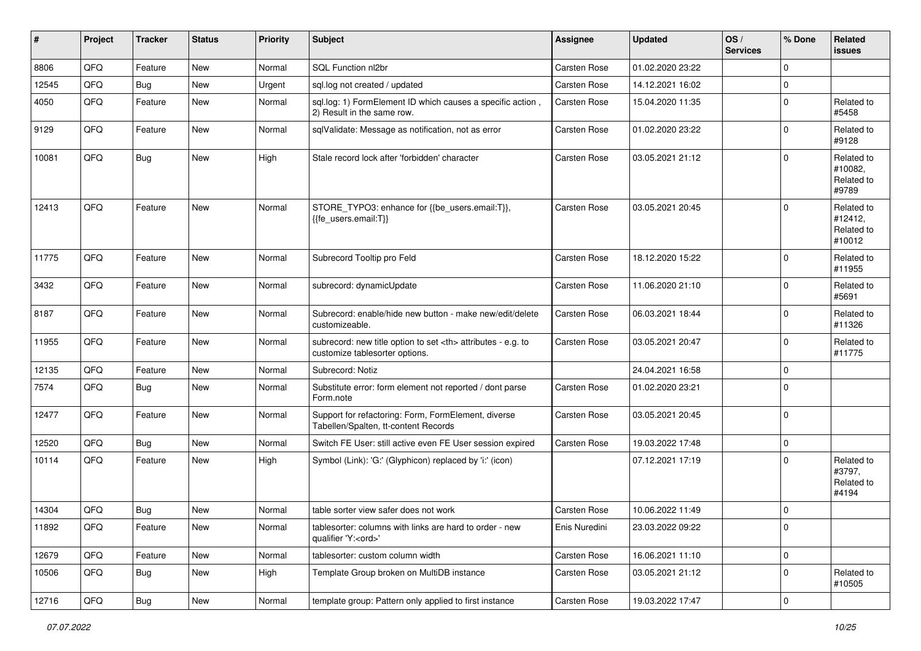| # | Project | Tracker | Status | Priority | Subject | Assignee | Updated | OS / Services | % Done | Related issues |
|---|---|---|---|---|---|---|---|---|---|---|
| 8806 | QFQ | Feature | New | Normal | SQL Function nl2br | Carsten Rose | 01.02.2020 23:22 | | 0 | |
| 12545 | QFQ | Bug | New | Urgent | sql.log not created / updated | Carsten Rose | 14.12.2021 16:02 | | 0 | |
| 4050 | QFQ | Feature | New | Normal | sql.log: 1) FormElement ID which causes a specific action , 2) Result in the same row. | Carsten Rose | 15.04.2020 11:35 | | 0 | Related to #5458 |
| 9129 | QFQ | Feature | New | Normal | sqlValidate: Message as notification, not as error | Carsten Rose | 01.02.2020 23:22 | | 0 | Related to #9128 |
| 10081 | QFQ | Bug | New | High | Stale record lock after 'forbidden' character | Carsten Rose | 03.05.2021 21:12 | | 0 | Related to #10082, Related to #9789 |
| 12413 | QFQ | Feature | New | Normal | STORE_TYPO3: enhance for {{be_users.email:T}}, {{fe_users.email:T}} | Carsten Rose | 03.05.2021 20:45 | | 0 | Related to #12412, Related to #10012 |
| 11775 | QFQ | Feature | New | Normal | Subrecord Tooltip pro Feld | Carsten Rose | 18.12.2020 15:22 | | 0 | Related to #11955 |
| 3432 | QFQ | Feature | New | Normal | subrecord: dynamicUpdate | Carsten Rose | 11.06.2020 21:10 | | 0 | Related to #5691 |
| 8187 | QFQ | Feature | New | Normal | Subrecord: enable/hide new button - make new/edit/delete customizeable. | Carsten Rose | 06.03.2021 18:44 | | 0 | Related to #11326 |
| 11955 | QFQ | Feature | New | Normal | subrecord: new title option to set <th> attributes - e.g. to customize tablesorter options. | Carsten Rose | 03.05.2021 20:47 | | 0 | Related to #11775 |
| 12135 | QFQ | Feature | New | Normal | Subrecord: Notiz | | 24.04.2021 16:58 | | 0 | |
| 7574 | QFQ | Bug | New | Normal | Substitute error: form element not reported / dont parse Form.note | Carsten Rose | 01.02.2020 23:21 | | 0 | |
| 12477 | QFQ | Feature | New | Normal | Support for refactoring: Form, FormElement, diverse Tabellen/Spalten, tt-content Records | Carsten Rose | 03.05.2021 20:45 | | 0 | |
| 12520 | QFQ | Bug | New | Normal | Switch FE User: still active even FE User session expired | Carsten Rose | 19.03.2022 17:48 | | 0 | |
| 10114 | QFQ | Feature | New | High | Symbol (Link): 'G:' (Glyphicon) replaced by 'i:' (icon) | | 07.12.2021 17:19 | | 0 | Related to #3797, Related to #4194 |
| 14304 | QFQ | Bug | New | Normal | table sorter view safer does not work | Carsten Rose | 10.06.2022 11:49 | | 0 | |
| 11892 | QFQ | Feature | New | Normal | tablesorter: columns with links are hard to order - new qualifier 'Y:<ord>' | Enis Nuredini | 23.03.2022 09:22 | | 0 | |
| 12679 | QFQ | Feature | New | Normal | tablesorter: custom column width | Carsten Rose | 16.06.2021 11:10 | | 0 | |
| 10506 | QFQ | Bug | New | High | Template Group broken on MultiDB instance | Carsten Rose | 03.05.2021 21:12 | | 0 | Related to #10505 |
| 12716 | QFQ | Bug | New | Normal | template group: Pattern only applied to first instance | Carsten Rose | 19.03.2022 17:47 | | 0 | |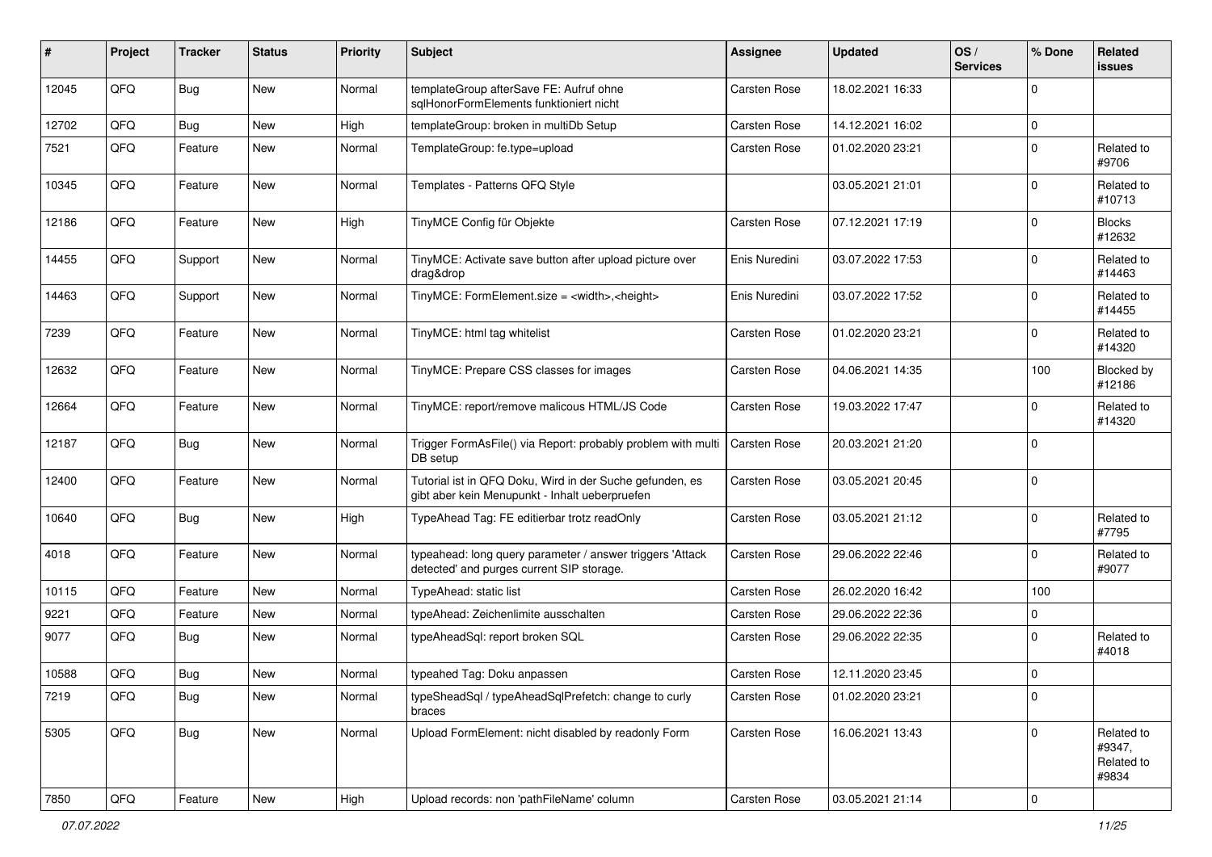| # | Project | Tracker | Status | Priority | Subject | Assignee | Updated | OS / Services | % Done | Related issues |
|---|---|---|---|---|---|---|---|---|---|---|
| 12045 | QFQ | Bug | New | Normal | templateGroup afterSave FE: Aufruf ohne sqlHonorFormElements funktioniert nicht | Carsten Rose | 18.02.2021 16:33 | | 0 | |
| 12702 | QFQ | Bug | New | High | templateGroup: broken in multiDb Setup | Carsten Rose | 14.12.2021 16:02 | | 0 | |
| 7521 | QFQ | Feature | New | Normal | TemplateGroup: fe.type=upload | Carsten Rose | 01.02.2020 23:21 | | 0 | Related to #9706 |
| 10345 | QFQ | Feature | New | Normal | Templates - Patterns QFQ Style | | 03.05.2021 21:01 | | 0 | Related to #10713 |
| 12186 | QFQ | Feature | New | High | TinyMCE Config für Objekte | Carsten Rose | 07.12.2021 17:19 | | 0 | Blocks #12632 |
| 14455 | QFQ | Support | New | Normal | TinyMCE: Activate save button after upload picture over drag&drop | Enis Nuredini | 03.07.2022 17:53 | | 0 | Related to #14463 |
| 14463 | QFQ | Support | New | Normal | TinyMCE: FormElement.size = <width>,<height> | Enis Nuredini | 03.07.2022 17:52 | | 0 | Related to #14455 |
| 7239 | QFQ | Feature | New | Normal | TinyMCE: html tag whitelist | Carsten Rose | 01.02.2020 23:21 | | 0 | Related to #14320 |
| 12632 | QFQ | Feature | New | Normal | TinyMCE: Prepare CSS classes for images | Carsten Rose | 04.06.2021 14:35 | | 100 | Blocked by #12186 |
| 12664 | QFQ | Feature | New | Normal | TinyMCE: report/remove malicous HTML/JS Code | Carsten Rose | 19.03.2022 17:47 | | 0 | Related to #14320 |
| 12187 | QFQ | Bug | New | Normal | Trigger FormAsFile() via Report: probably problem with multi DB setup | Carsten Rose | 20.03.2021 21:20 | | 0 | |
| 12400 | QFQ | Feature | New | Normal | Tutorial ist in QFQ Doku, Wird in der Suche gefunden, es gibt aber kein Menupunkt - Inhalt ueberpruefen | Carsten Rose | 03.05.2021 20:45 | | 0 | |
| 10640 | QFQ | Bug | New | High | TypeAhead Tag: FE editierbar trotz readOnly | Carsten Rose | 03.05.2021 21:12 | | 0 | Related to #7795 |
| 4018 | QFQ | Feature | New | Normal | typeahead: long query parameter / answer triggers 'Attack detected' and purges current SIP storage. | Carsten Rose | 29.06.2022 22:46 | | 0 | Related to #9077 |
| 10115 | QFQ | Feature | New | Normal | TypeAhead: static list | Carsten Rose | 26.02.2020 16:42 | | 100 | |
| 9221 | QFQ | Feature | New | Normal | typeAhead: Zeichenlimite ausschalten | Carsten Rose | 29.06.2022 22:36 | | 0 | |
| 9077 | QFQ | Bug | New | Normal | typeAheadSql: report broken SQL | Carsten Rose | 29.06.2022 22:35 | | 0 | Related to #4018 |
| 10588 | QFQ | Bug | New | Normal | typeahed Tag: Doku anpassen | Carsten Rose | 12.11.2020 23:45 | | 0 | |
| 7219 | QFQ | Bug | New | Normal | typeSheadSql / typeAheadSqlPrefetch: change to curly braces | Carsten Rose | 01.02.2020 23:21 | | 0 | |
| 5305 | QFQ | Bug | New | Normal | Upload FormElement: nicht disabled by readonly Form | Carsten Rose | 16.06.2021 13:43 | | 0 | Related to #9347, Related to #9834 |
| 7850 | QFQ | Feature | New | High | Upload records: non 'pathFileName' column | Carsten Rose | 03.05.2021 21:14 | | 0 | |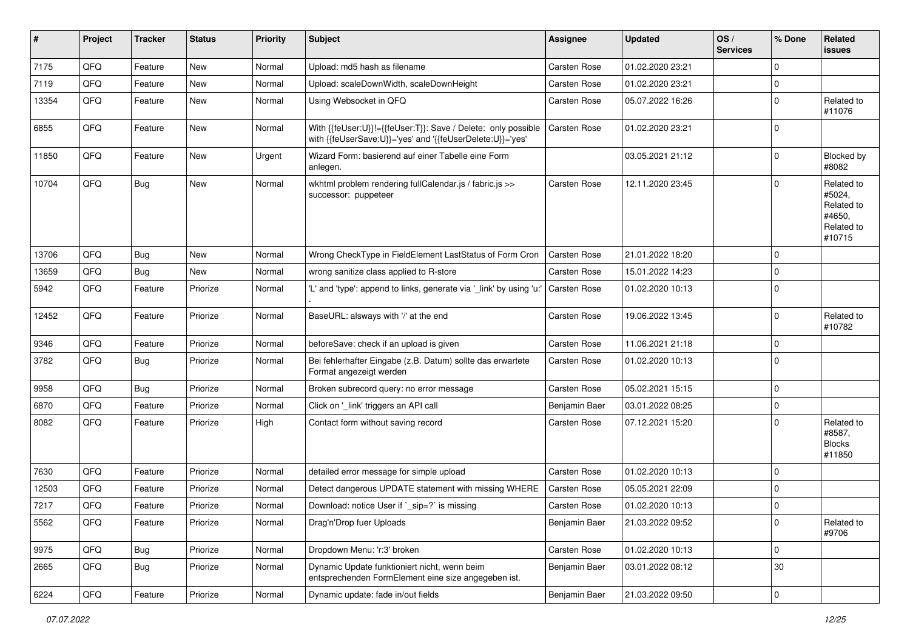| # | Project | Tracker | Status | Priority | Subject | Assignee | Updated | OS / Services | % Done | Related issues |
|---|---|---|---|---|---|---|---|---|---|---|
| 7175 | QFQ | Feature | New | Normal | Upload: md5 hash as filename | Carsten Rose | 01.02.2020 23:21 | | 0 | |
| 7119 | QFQ | Feature | New | Normal | Upload: scaleDownWidth, scaleDownHeight | Carsten Rose | 01.02.2020 23:21 | | 0 | |
| 13354 | QFQ | Feature | New | Normal | Using Websocket in QFQ | Carsten Rose | 05.07.2022 16:26 | | 0 | Related to #11076 |
| 6855 | QFQ | Feature | New | Normal | With {{feUser:U}}!={{feUser:T}}: Save / Delete: only possible with {{feUserSave:U}}='yes' and '{{feUserDelete:U}}='yes' | Carsten Rose | 01.02.2020 23:21 | | 0 | |
| 11850 | QFQ | Feature | New | Urgent | Wizard Form: basierend auf einer Tabelle eine Form anlegen. | | 03.05.2021 21:12 | | 0 | Blocked by #8082 |
| 10704 | QFQ | Bug | New | Normal | wkhtml problem rendering fullCalendar.js / fabric.js >> successor: puppeteer | Carsten Rose | 12.11.2020 23:45 | | 0 | Related to #5024, Related to #4650, Related to #10715 |
| 13706 | QFQ | Bug | New | Normal | Wrong CheckType in FieldElement LastStatus of Form Cron | Carsten Rose | 21.01.2022 18:20 | | 0 | |
| 13659 | QFQ | Bug | New | Normal | wrong sanitize class applied to R-store | Carsten Rose | 15.01.2022 14:23 | | 0 | |
| 5942 | QFQ | Feature | Priorize | Normal | 'L' and 'type': append to links, generate via '_link' by using 'u:' . | Carsten Rose | 01.02.2020 10:13 | | 0 | |
| 12452 | QFQ | Feature | Priorize | Normal | BaseURL: alsways with '/' at the end | Carsten Rose | 19.06.2022 13:45 | | 0 | Related to #10782 |
| 9346 | QFQ | Feature | Priorize | Normal | beforeSave: check if an upload is given | Carsten Rose | 11.06.2021 21:18 | | 0 | |
| 3782 | QFQ | Bug | Priorize | Normal | Bei fehlerhafter Eingabe (z.B. Datum) sollte das erwartete Format angezeigt werden | Carsten Rose | 01.02.2020 10:13 | | 0 | |
| 9958 | QFQ | Bug | Priorize | Normal | Broken subrecord query: no error message | Carsten Rose | 05.02.2021 15:15 | | 0 | |
| 6870 | QFQ | Feature | Priorize | Normal | Click on '_link' triggers an API call | Benjamin Baer | 03.01.2022 08:25 | | 0 | |
| 8082 | QFQ | Feature | Priorize | High | Contact form without saving record | Carsten Rose | 07.12.2021 15:20 | | 0 | Related to #8587, Blocks #11850 |
| 7630 | QFQ | Feature | Priorize | Normal | detailed error message for simple upload | Carsten Rose | 01.02.2020 10:13 | | 0 | |
| 12503 | QFQ | Feature | Priorize | Normal | Detect dangerous UPDATE statement with missing WHERE | Carsten Rose | 05.05.2021 22:09 | | 0 | |
| 7217 | QFQ | Feature | Priorize | Normal | Download: notice User if `_sip=?` is missing | Carsten Rose | 01.02.2020 10:13 | | 0 | |
| 5562 | QFQ | Feature | Priorize | Normal | Drag'n'Drop fuer Uploads | Benjamin Baer | 21.03.2022 09:52 | | 0 | Related to #9706 |
| 9975 | QFQ | Bug | Priorize | Normal | Dropdown Menu: 'r:3' broken | Carsten Rose | 01.02.2020 10:13 | | 0 | |
| 2665 | QFQ | Bug | Priorize | Normal | Dynamic Update funktioniert nicht, wenn beim entsprechenden FormElement eine size angegeben ist. | Benjamin Baer | 03.01.2022 08:12 | | 30 | |
| 6224 | QFQ | Feature | Priorize | Normal | Dynamic update: fade in/out fields | Benjamin Baer | 21.03.2022 09:50 | | 0 | |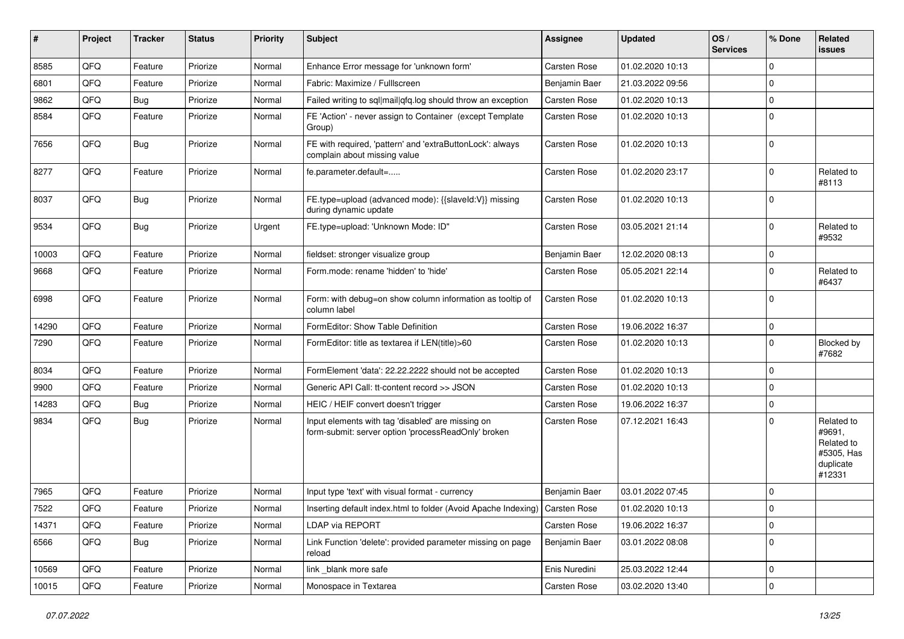| # | Project | Tracker | Status | Priority | Subject | Assignee | Updated | OS / Services | % Done | Related issues |
|---|---|---|---|---|---|---|---|---|---|---|
| 8585 | QFQ | Feature | Priorize | Normal | Enhance Error message for 'unknown form' | Carsten Rose | 01.02.2020 10:13 | | 0 | |
| 6801 | QFQ | Feature | Priorize | Normal | Fabric: Maximize / Fulllscreen | Benjamin Baer | 21.03.2022 09:56 | | 0 | |
| 9862 | QFQ | Bug | Priorize | Normal | Failed writing to sql\|mail\|qfq.log should throw an exception | Carsten Rose | 01.02.2020 10:13 | | 0 | |
| 8584 | QFQ | Feature | Priorize | Normal | FE 'Action' - never assign to Container (except Template Group) | Carsten Rose | 01.02.2020 10:13 | | 0 | |
| 7656 | QFQ | Bug | Priorize | Normal | FE with required, 'pattern' and 'extraButtonLock': always complain about missing value | Carsten Rose | 01.02.2020 10:13 | | 0 | |
| 8277 | QFQ | Feature | Priorize | Normal | fe.parameter.default=..... | Carsten Rose | 01.02.2020 23:17 | | 0 | Related to #8113 |
| 8037 | QFQ | Bug | Priorize | Normal | FE.type=upload (advanced mode): {{slaveId:V}} missing during dynamic update | Carsten Rose | 01.02.2020 10:13 | | 0 | |
| 9534 | QFQ | Bug | Priorize | Urgent | FE.type=upload: 'Unknown Mode: ID" | Carsten Rose | 03.05.2021 21:14 | | 0 | Related to #9532 |
| 10003 | QFQ | Feature | Priorize | Normal | fieldset: stronger visualize group | Benjamin Baer | 12.02.2020 08:13 | | 0 | |
| 9668 | QFQ | Feature | Priorize | Normal | Form.mode: rename 'hidden' to 'hide' | Carsten Rose | 05.05.2021 22:14 | | 0 | Related to #6437 |
| 6998 | QFQ | Feature | Priorize | Normal | Form: with debug=on show column information as tooltip of column label | Carsten Rose | 01.02.2020 10:13 | | 0 | |
| 14290 | QFQ | Feature | Priorize | Normal | FormEditor: Show Table Definition | Carsten Rose | 19.06.2022 16:37 | | 0 | |
| 7290 | QFQ | Feature | Priorize | Normal | FormEditor: title as textarea if LEN(title)>60 | Carsten Rose | 01.02.2020 10:13 | | 0 | Blocked by #7682 |
| 8034 | QFQ | Feature | Priorize | Normal | FormElement 'data': 22.22.2222 should not be accepted | Carsten Rose | 01.02.2020 10:13 | | 0 | |
| 9900 | QFQ | Feature | Priorize | Normal | Generic API Call: tt-content record >> JSON | Carsten Rose | 01.02.2020 10:13 | | 0 | |
| 14283 | QFQ | Bug | Priorize | Normal | HEIC / HEIF convert doesn't trigger | Carsten Rose | 19.06.2022 16:37 | | 0 | |
| 9834 | QFQ | Bug | Priorize | Normal | Input elements with tag 'disabled' are missing on form-submit: server option 'processReadOnly' broken | Carsten Rose | 07.12.2021 16:43 | | 0 | Related to #9691, Related to #5305, Has duplicate #12331 |
| 7965 | QFQ | Feature | Priorize | Normal | Input type 'text' with visual format - currency | Benjamin Baer | 03.01.2022 07:45 | | 0 | |
| 7522 | QFQ | Feature | Priorize | Normal | Inserting default index.html to folder (Avoid Apache Indexing) | Carsten Rose | 01.02.2020 10:13 | | 0 | |
| 14371 | QFQ | Feature | Priorize | Normal | LDAP via REPORT | Carsten Rose | 19.06.2022 16:37 | | 0 | |
| 6566 | QFQ | Bug | Priorize | Normal | Link Function 'delete': provided parameter missing on page reload | Benjamin Baer | 03.01.2022 08:08 | | 0 | |
| 10569 | QFQ | Feature | Priorize | Normal | link _blank more safe | Enis Nuredini | 25.03.2022 12:44 | | 0 | |
| 10015 | QFQ | Feature | Priorize | Normal | Monospace in Textarea | Carsten Rose | 03.02.2020 13:40 | | 0 | |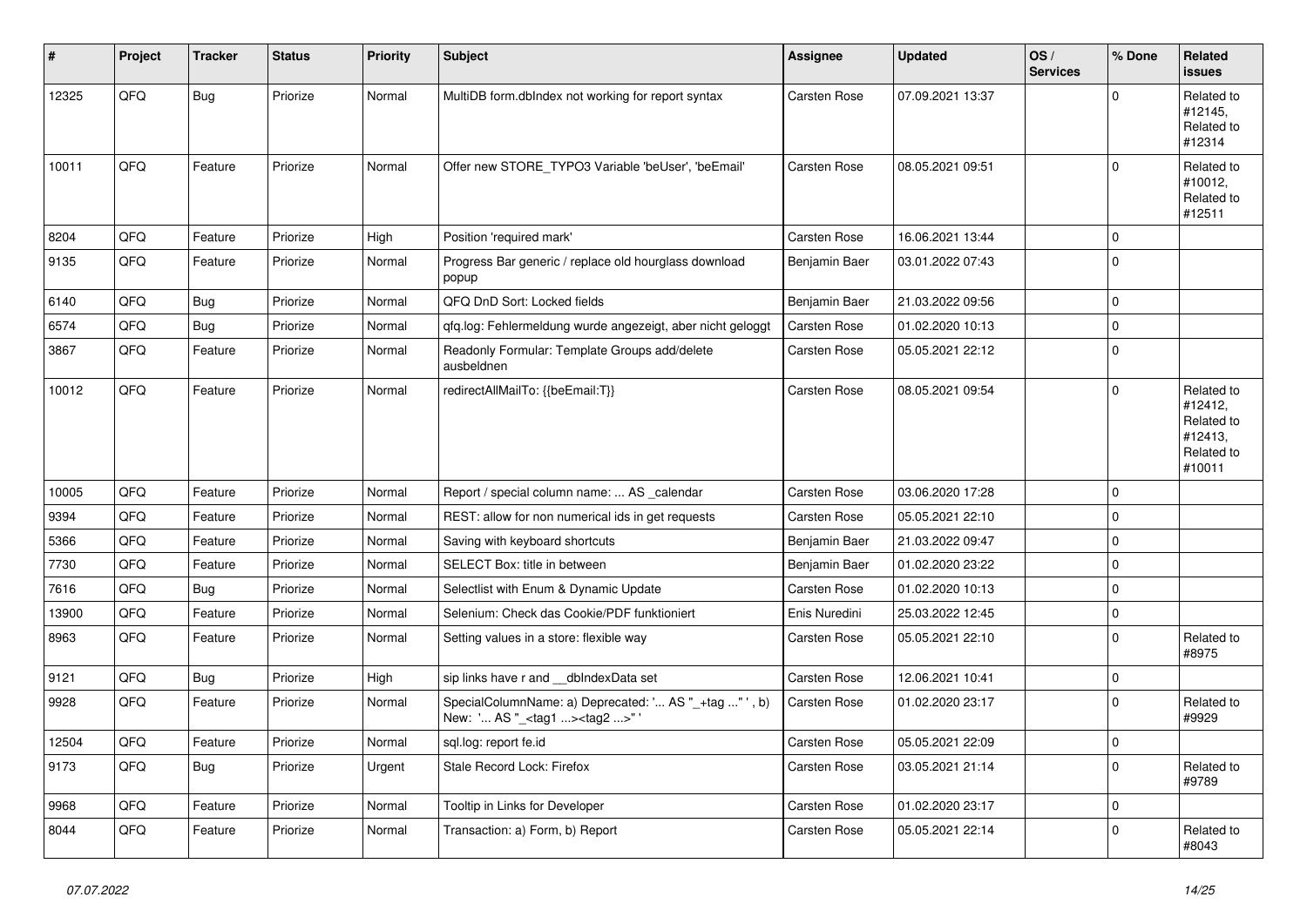| # | Project | Tracker | Status | Priority | Subject | Assignee | Updated | OS / Services | % Done | Related issues |
|---|---|---|---|---|---|---|---|---|---|---|
| 12325 | QFQ | Bug | Priorize | Normal | MultiDB form.dbIndex not working for report syntax | Carsten Rose | 07.09.2021 13:37 | | 0 | Related to #12145, Related to #12314 |
| 10011 | QFQ | Feature | Priorize | Normal | Offer new STORE_TYPO3 Variable 'beUser', 'beEmail' | Carsten Rose | 08.05.2021 09:51 | | 0 | Related to #10012, Related to #12511 |
| 8204 | QFQ | Feature | Priorize | High | Position 'required mark' | Carsten Rose | 16.06.2021 13:44 | | 0 | |
| 9135 | QFQ | Feature | Priorize | Normal | Progress Bar generic / replace old hourglass download popup | Benjamin Baer | 03.01.2022 07:43 | | 0 | |
| 6140 | QFQ | Bug | Priorize | Normal | QFQ DnD Sort: Locked fields | Benjamin Baer | 21.03.2022 09:56 | | 0 | |
| 6574 | QFQ | Bug | Priorize | Normal | qfq.log: Fehlermeldung wurde angezeigt, aber nicht geloggt | Carsten Rose | 01.02.2020 10:13 | | 0 | |
| 3867 | QFQ | Feature | Priorize | Normal | Readonly Formular: Template Groups add/delete ausbeldnen | Carsten Rose | 05.05.2021 22:12 | | 0 | |
| 10012 | QFQ | Feature | Priorize | Normal | redirectAllMailTo: {{beEmail:T}} | Carsten Rose | 08.05.2021 09:54 | | 0 | Related to #12412, Related to #12413, Related to #10011 |
| 10005 | QFQ | Feature | Priorize | Normal | Report / special column name: ... AS _calendar | Carsten Rose | 03.06.2020 17:28 | | 0 | |
| 9394 | QFQ | Feature | Priorize | Normal | REST: allow for non numerical ids in get requests | Carsten Rose | 05.05.2021 22:10 | | 0 | |
| 5366 | QFQ | Feature | Priorize | Normal | Saving with keyboard shortcuts | Benjamin Baer | 21.03.2022 09:47 | | 0 | |
| 7730 | QFQ | Feature | Priorize | Normal | SELECT Box: title in between | Benjamin Baer | 01.02.2020 23:22 | | 0 | |
| 7616 | QFQ | Bug | Priorize | Normal | Selectlist with Enum & Dynamic Update | Carsten Rose | 01.02.2020 10:13 | | 0 | |
| 13900 | QFQ | Feature | Priorize | Normal | Selenium: Check das Cookie/PDF funktioniert | Enis Nuredini | 25.03.2022 12:45 | | 0 | |
| 8963 | QFQ | Feature | Priorize | Normal | Setting values in a store: flexible way | Carsten Rose | 05.05.2021 22:10 | | 0 | Related to #8975 |
| 9121 | QFQ | Bug | Priorize | High | sip links have r and __dbIndexData set | Carsten Rose | 12.06.2021 10:41 | | 0 | |
| 9928 | QFQ | Feature | Priorize | Normal | SpecialColumnName: a) Deprecated: '... AS "_+tag ..." ', b) New: '... AS "_<tag1 ...><tag2 ...>" ' | Carsten Rose | 01.02.2020 23:17 | | 0 | Related to #9929 |
| 12504 | QFQ | Feature | Priorize | Normal | sql.log: report fe.id | Carsten Rose | 05.05.2021 22:09 | | 0 | |
| 9173 | QFQ | Bug | Priorize | Urgent | Stale Record Lock: Firefox | Carsten Rose | 03.05.2021 21:14 | | 0 | Related to #9789 |
| 9968 | QFQ | Feature | Priorize | Normal | Tooltip in Links for Developer | Carsten Rose | 01.02.2020 23:17 | | 0 | |
| 8044 | QFQ | Feature | Priorize | Normal | Transaction: a) Form, b) Report | Carsten Rose | 05.05.2021 22:14 | | 0 | Related to #8043 |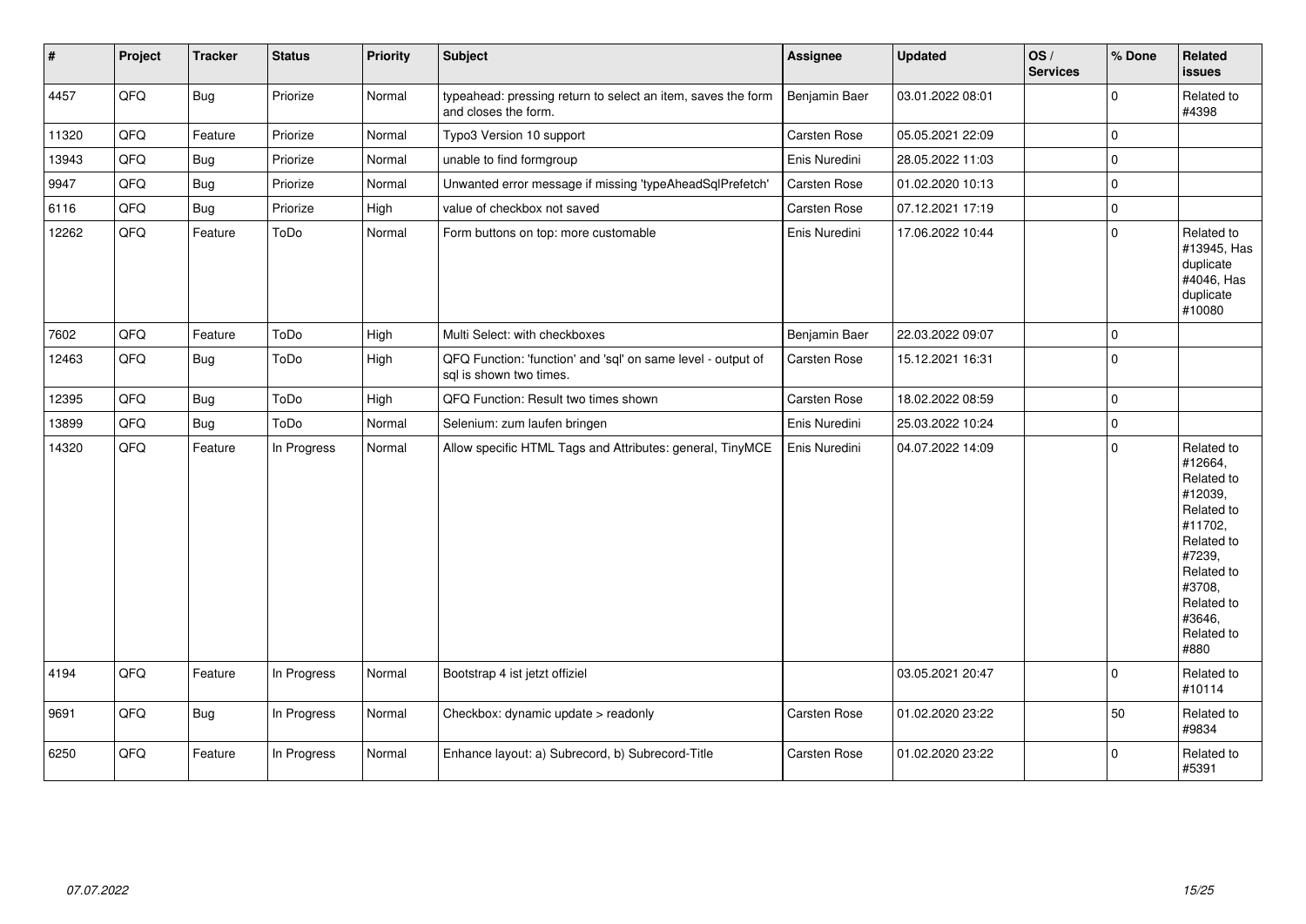| # | Project | Tracker | Status | Priority | Subject | Assignee | Updated | OS / Services | % Done | Related issues |
|---|---|---|---|---|---|---|---|---|---|---|
| 4457 | QFQ | Bug | Priorize | Normal | typeahead: pressing return to select an item, saves the form and closes the form. | Benjamin Baer | 03.01.2022 08:01 | | 0 | Related to #4398 |
| 11320 | QFQ | Feature | Priorize | Normal | Typo3 Version 10 support | Carsten Rose | 05.05.2021 22:09 | | 0 | |
| 13943 | QFQ | Bug | Priorize | Normal | unable to find formgroup | Enis Nuredini | 28.05.2022 11:03 | | 0 | |
| 9947 | QFQ | Bug | Priorize | Normal | Unwanted error message if missing 'typeAheadSqlPrefetch' | Carsten Rose | 01.02.2020 10:13 | | 0 | |
| 6116 | QFQ | Bug | Priorize | High | value of checkbox not saved | Carsten Rose | 07.12.2021 17:19 | | 0 | |
| 12262 | QFQ | Feature | ToDo | Normal | Form buttons on top: more customable | Enis Nuredini | 17.06.2022 10:44 | | 0 | Related to #13945, Has duplicate #4046, Has duplicate #10080 |
| 7602 | QFQ | Feature | ToDo | High | Multi Select: with checkboxes | Benjamin Baer | 22.03.2022 09:07 | | 0 | |
| 12463 | QFQ | Bug | ToDo | High | QFQ Function: 'function' and 'sql' on same level - output of sql is shown two times. | Carsten Rose | 15.12.2021 16:31 | | 0 | |
| 12395 | QFQ | Bug | ToDo | High | QFQ Function: Result two times shown | Carsten Rose | 18.02.2022 08:59 | | 0 | |
| 13899 | QFQ | Bug | ToDo | Normal | Selenium: zum laufen bringen | Enis Nuredini | 25.03.2022 10:24 | | 0 | |
| 14320 | QFQ | Feature | In Progress | Normal | Allow specific HTML Tags and Attributes: general, TinyMCE | Enis Nuredini | 04.07.2022 14:09 | | 0 | Related to #12664, Related to #12039, Related to #11702, Related to #7239, Related to #3708, Related to #3646, Related to #880 |
| 4194 | QFQ | Feature | In Progress | Normal | Bootstrap 4 ist jetzt offiziel | | 03.05.2021 20:47 | | 0 | Related to #10114 |
| 9691 | QFQ | Bug | In Progress | Normal | Checkbox: dynamic update > readonly | Carsten Rose | 01.02.2020 23:22 | | 50 | Related to #9834 |
| 6250 | QFQ | Feature | In Progress | Normal | Enhance layout: a) Subrecord, b) Subrecord-Title | Carsten Rose | 01.02.2020 23:22 | | 0 | Related to #5391 |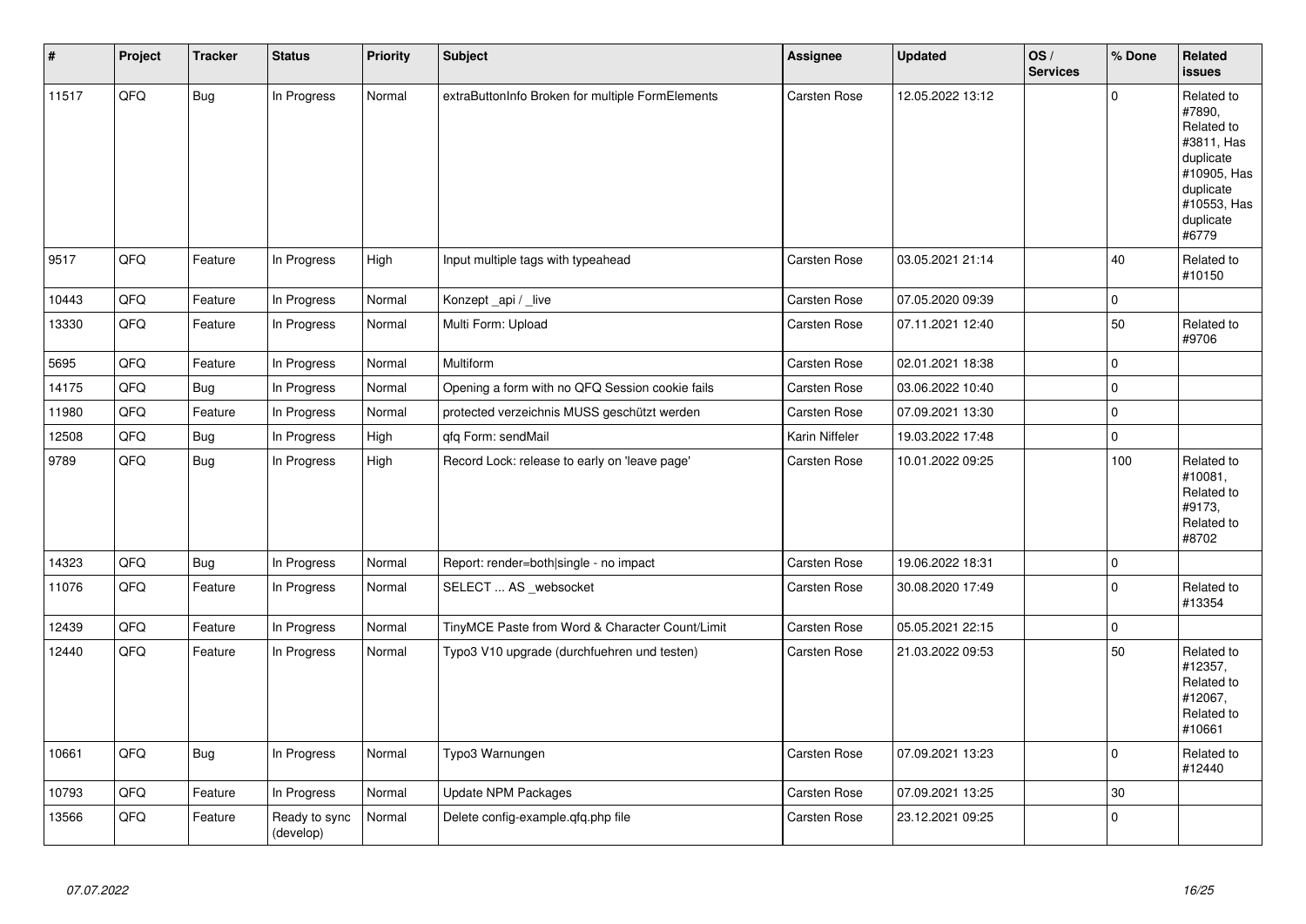| # | Project | Tracker | Status | Priority | Subject | Assignee | Updated | OS / Services | % Done | Related issues |
|---|---|---|---|---|---|---|---|---|---|---|
| 11517 | QFQ | Bug | In Progress | Normal | extraButtonInfo Broken for multiple FormElements | Carsten Rose | 12.05.2022 13:12 | | 0 | Related to #7890, Related to #3811, Has duplicate #10905, Has duplicate #10553, Has duplicate #6779 |
| 9517 | QFQ | Feature | In Progress | High | Input multiple tags with typeahead | Carsten Rose | 03.05.2021 21:14 | | 40 | Related to #10150 |
| 10443 | QFQ | Feature | In Progress | Normal | Konzept _api / _live | Carsten Rose | 07.05.2020 09:39 | | 0 | |
| 13330 | QFQ | Feature | In Progress | Normal | Multi Form: Upload | Carsten Rose | 07.11.2021 12:40 | | 50 | Related to #9706 |
| 5695 | QFQ | Feature | In Progress | Normal | Multiform | Carsten Rose | 02.01.2021 18:38 | | 0 | |
| 14175 | QFQ | Bug | In Progress | Normal | Opening a form with no QFQ Session cookie fails | Carsten Rose | 03.06.2022 10:40 | | 0 | |
| 11980 | QFQ | Feature | In Progress | Normal | protected verzeichnis MUSS geschützt werden | Carsten Rose | 07.09.2021 13:30 | | 0 | |
| 12508 | QFQ | Bug | In Progress | High | qfq Form: sendMail | Karin Niffeler | 19.03.2022 17:48 | | 0 | |
| 9789 | QFQ | Bug | In Progress | High | Record Lock: release to early on 'leave page' | Carsten Rose | 10.01.2022 09:25 | | 100 | Related to #10081, Related to #9173, Related to #8702 |
| 14323 | QFQ | Bug | In Progress | Normal | Report: render=both\|single - no impact | Carsten Rose | 19.06.2022 18:31 | | 0 | |
| 11076 | QFQ | Feature | In Progress | Normal | SELECT ... AS _websocket | Carsten Rose | 30.08.2020 17:49 | | 0 | Related to #13354 |
| 12439 | QFQ | Feature | In Progress | Normal | TinyMCE Paste from Word & Character Count/Limit | Carsten Rose | 05.05.2021 22:15 | | 0 | |
| 12440 | QFQ | Feature | In Progress | Normal | Typo3 V10 upgrade (durchfuehren und testen) | Carsten Rose | 21.03.2022 09:53 | | 50 | Related to #12357, Related to #12067, Related to #10661 |
| 10661 | QFQ | Bug | In Progress | Normal | Typo3 Warnungen | Carsten Rose | 07.09.2021 13:23 | | 0 | Related to #12440 |
| 10793 | QFQ | Feature | In Progress | Normal | Update NPM Packages | Carsten Rose | 07.09.2021 13:25 | | 30 | |
| 13566 | QFQ | Feature | Ready to sync (develop) | Normal | Delete config-example.qfq.php file | Carsten Rose | 23.12.2021 09:25 | | 0 | |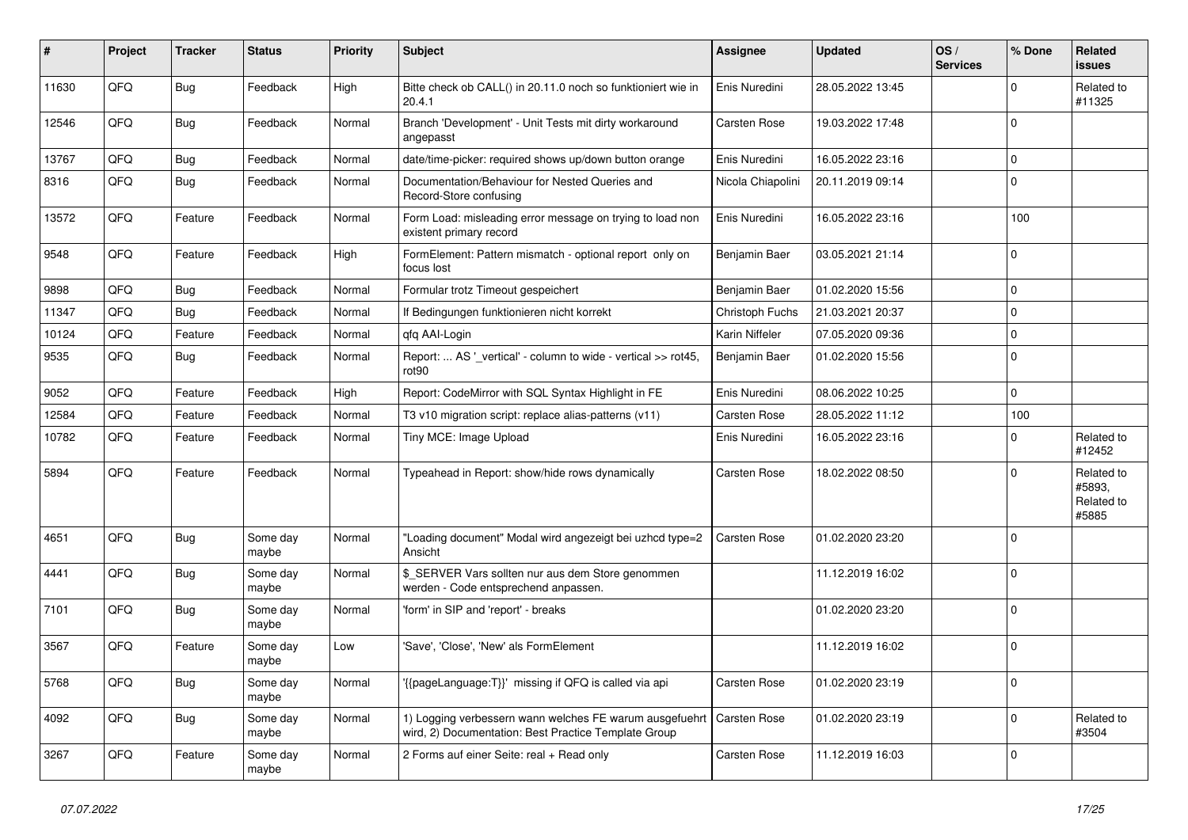| # | Project | Tracker | Status | Priority | Subject | Assignee | Updated | OS / Services | % Done | Related issues |
|---|---|---|---|---|---|---|---|---|---|---|
| 11630 | QFQ | Bug | Feedback | High | Bitte check ob CALL() in 20.11.0 noch so funktioniert wie in 20.4.1 | Enis Nuredini | 28.05.2022 13:45 | | 0 | Related to #11325 |
| 12546 | QFQ | Bug | Feedback | Normal | Branch 'Development' - Unit Tests mit dirty workaround angepasst | Carsten Rose | 19.03.2022 17:48 | | 0 | |
| 13767 | QFQ | Bug | Feedback | Normal | date/time-picker: required shows up/down button orange | Enis Nuredini | 16.05.2022 23:16 | | 0 | |
| 8316 | QFQ | Bug | Feedback | Normal | Documentation/Behaviour for Nested Queries and Record-Store confusing | Nicola Chiapolini | 20.11.2019 09:14 | | 0 | |
| 13572 | QFQ | Feature | Feedback | Normal | Form Load: misleading error message on trying to load non existent primary record | Enis Nuredini | 16.05.2022 23:16 | | 100 | |
| 9548 | QFQ | Feature | Feedback | High | FormElement: Pattern mismatch - optional report only on focus lost | Benjamin Baer | 03.05.2021 21:14 | | 0 | |
| 9898 | QFQ | Bug | Feedback | Normal | Formular trotz Timeout gespeichert | Benjamin Baer | 01.02.2020 15:56 | | 0 | |
| 11347 | QFQ | Bug | Feedback | Normal | If Bedingungen funktionieren nicht korrekt | Christoph Fuchs | 21.03.2021 20:37 | | 0 | |
| 10124 | QFQ | Feature | Feedback | Normal | qfq AAI-Login | Karin Niffeler | 07.05.2020 09:36 | | 0 | |
| 9535 | QFQ | Bug | Feedback | Normal | Report: ... AS '_vertical' - column to wide - vertical >> rot45, rot90 | Benjamin Baer | 01.02.2020 15:56 | | 0 | |
| 9052 | QFQ | Feature | Feedback | High | Report: CodeMirror with SQL Syntax Highlight in FE | Enis Nuredini | 08.06.2022 10:25 | | 0 | |
| 12584 | QFQ | Feature | Feedback | Normal | T3 v10 migration script: replace alias-patterns (v11) | Carsten Rose | 28.05.2022 11:12 | | 100 | |
| 10782 | QFQ | Feature | Feedback | Normal | Tiny MCE: Image Upload | Enis Nuredini | 16.05.2022 23:16 | | 0 | Related to #12452 |
| 5894 | QFQ | Feature | Feedback | Normal | Typeahead in Report: show/hide rows dynamically | Carsten Rose | 18.02.2022 08:50 | | 0 | Related to #5893, Related to #5885 |
| 4651 | QFQ | Bug | Some day maybe | Normal | "Loading document" Modal wird angezeigt bei uzhcd type=2 Ansicht | Carsten Rose | 01.02.2020 23:20 | | 0 | |
| 4441 | QFQ | Bug | Some day maybe | Normal | $_SERVER Vars sollten nur aus dem Store genommen werden - Code entsprechend anpassen. | | 11.12.2019 16:02 | | 0 | |
| 7101 | QFQ | Bug | Some day maybe | Normal | 'form' in SIP and 'report' - breaks | | 01.02.2020 23:20 | | 0 | |
| 3567 | QFQ | Feature | Some day maybe | Low | 'Save', 'Close', 'New' als FormElement | | 11.12.2019 16:02 | | 0 | |
| 5768 | QFQ | Bug | Some day maybe | Normal | '{{pageLanguage:T}}' missing if QFQ is called via api | Carsten Rose | 01.02.2020 23:19 | | 0 | |
| 4092 | QFQ | Bug | Some day maybe | Normal | 1) Logging verbessern wann welches FE warum ausgefuehrt wird, 2) Documentation: Best Practice Template Group | Carsten Rose | 01.02.2020 23:19 | | 0 | Related to #3504 |
| 3267 | QFQ | Feature | Some day maybe | Normal | 2 Forms auf einer Seite: real + Read only | Carsten Rose | 11.12.2019 16:03 | | 0 | |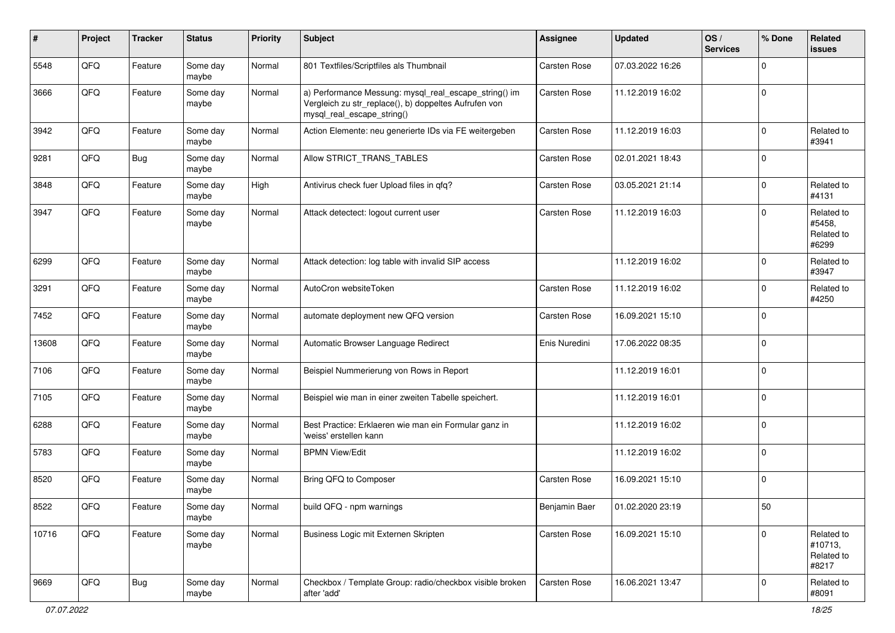| # | Project | Tracker | Status | Priority | Subject | Assignee | Updated | OS / Services | % Done | Related issues |
|---|---|---|---|---|---|---|---|---|---|---|
| 5548 | QFQ | Feature | Some day maybe | Normal | 801 Textfiles/Scriptfiles als Thumbnail | Carsten Rose | 07.03.2022 16:26 | | 0 | |
| 3666 | QFQ | Feature | Some day maybe | Normal | a) Performance Messung: mysql_real_escape_string() im Vergleich zu str_replace(), b) doppeltes Aufrufen von mysql_real_escape_string() | Carsten Rose | 11.12.2019 16:02 | | 0 | |
| 3942 | QFQ | Feature | Some day maybe | Normal | Action Elemente: neu generierte IDs via FE weitergeben | Carsten Rose | 11.12.2019 16:03 | | 0 | Related to #3941 |
| 9281 | QFQ | Bug | Some day maybe | Normal | Allow STRICT_TRANS_TABLES | Carsten Rose | 02.01.2021 18:43 | | 0 | |
| 3848 | QFQ | Feature | Some day maybe | High | Antivirus check fuer Upload files in qfq? | Carsten Rose | 03.05.2021 21:14 | | 0 | Related to #4131 |
| 3947 | QFQ | Feature | Some day maybe | Normal | Attack detectect: logout current user | Carsten Rose | 11.12.2019 16:03 | | 0 | Related to #5458, Related to #6299 |
| 6299 | QFQ | Feature | Some day maybe | Normal | Attack detection: log table with invalid SIP access | | 11.12.2019 16:02 | | 0 | Related to #3947 |
| 3291 | QFQ | Feature | Some day maybe | Normal | AutoCron websiteToken | Carsten Rose | 11.12.2019 16:02 | | 0 | Related to #4250 |
| 7452 | QFQ | Feature | Some day maybe | Normal | automate deployment new QFQ version | Carsten Rose | 16.09.2021 15:10 | | 0 | |
| 13608 | QFQ | Feature | Some day maybe | Normal | Automatic Browser Language Redirect | Enis Nuredini | 17.06.2022 08:35 | | 0 | |
| 7106 | QFQ | Feature | Some day maybe | Normal | Beispiel Nummerierung von Rows in Report | | 11.12.2019 16:01 | | 0 | |
| 7105 | QFQ | Feature | Some day maybe | Normal | Beispiel wie man in einer zweiten Tabelle speichert. | | 11.12.2019 16:01 | | 0 | |
| 6288 | QFQ | Feature | Some day maybe | Normal | Best Practice: Erklaeren wie man ein Formular ganz in 'weiss' erstellen kann | | 11.12.2019 16:02 | | 0 | |
| 5783 | QFQ | Feature | Some day maybe | Normal | BPMN View/Edit | | 11.12.2019 16:02 | | 0 | |
| 8520 | QFQ | Feature | Some day maybe | Normal | Bring QFQ to Composer | Carsten Rose | 16.09.2021 15:10 | | 0 | |
| 8522 | QFQ | Feature | Some day maybe | Normal | build QFQ - npm warnings | Benjamin Baer | 01.02.2020 23:19 | | 50 | |
| 10716 | QFQ | Feature | Some day maybe | Normal | Business Logic mit Externen Skripten | Carsten Rose | 16.09.2021 15:10 | | 0 | Related to #10713, Related to #8217 |
| 9669 | QFQ | Bug | Some day maybe | Normal | Checkbox / Template Group: radio/checkbox visible broken after 'add' | Carsten Rose | 16.06.2021 13:47 | | 0 | Related to #8091 |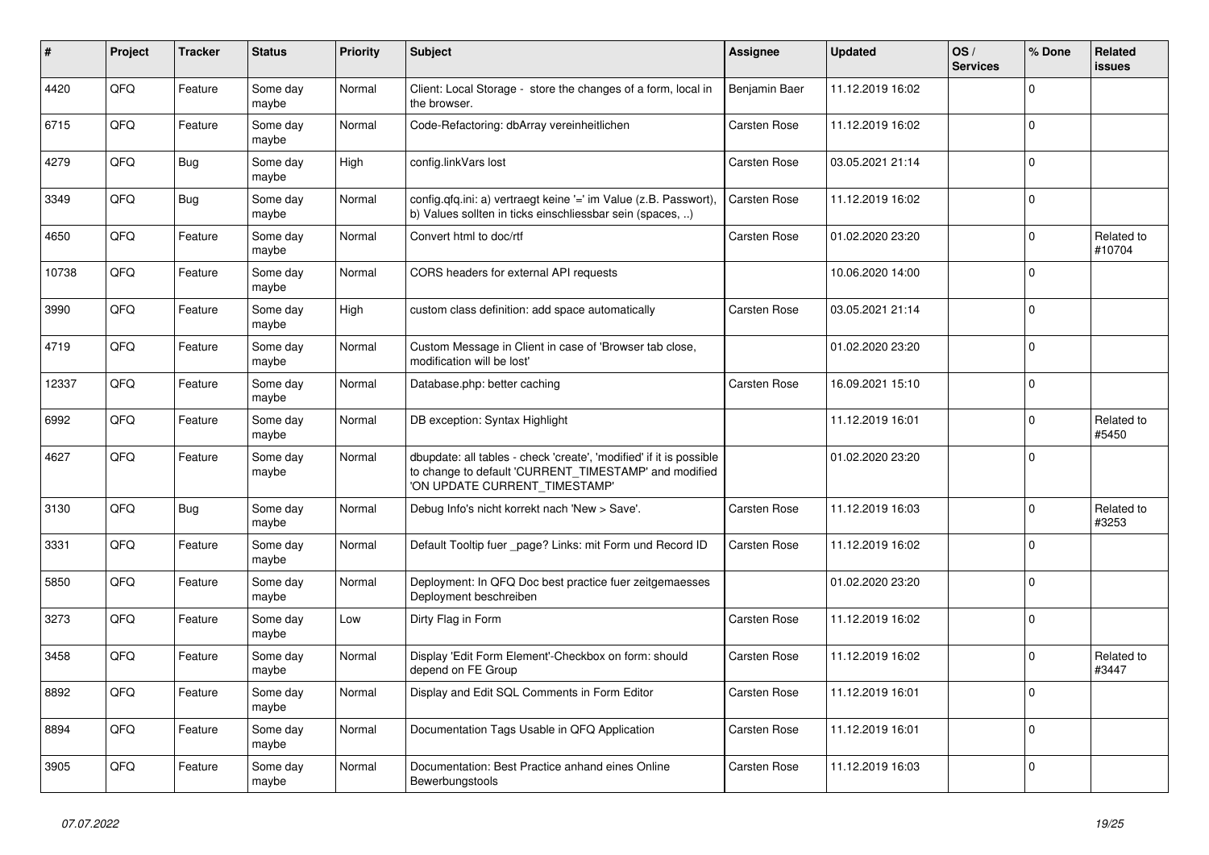| # | Project | Tracker | Status | Priority | Subject | Assignee | Updated | OS / Services | % Done | Related issues |
|---|---|---|---|---|---|---|---|---|---|---|
| 4420 | QFQ | Feature | Some day maybe | Normal | Client: Local Storage - store the changes of a form, local in the browser. | Benjamin Baer | 11.12.2019 16:02 | | 0 | |
| 6715 | QFQ | Feature | Some day maybe | Normal | Code-Refactoring: dbArray vereinheitlichen | Carsten Rose | 11.12.2019 16:02 | | 0 | |
| 4279 | QFQ | Bug | Some day maybe | High | config.linkVars lost | Carsten Rose | 03.05.2021 21:14 | | 0 | |
| 3349 | QFQ | Bug | Some day maybe | Normal | config.qfq.ini: a) vertraegt keine '=' im Value (z.B. Passwort), b) Values sollten in ticks einschliessbar sein (spaces, ..) | Carsten Rose | 11.12.2019 16:02 | | 0 | |
| 4650 | QFQ | Feature | Some day maybe | Normal | Convert html to doc/rtf | Carsten Rose | 01.02.2020 23:20 | | 0 | Related to #10704 |
| 10738 | QFQ | Feature | Some day maybe | Normal | CORS headers for external API requests | | 10.06.2020 14:00 | | 0 | |
| 3990 | QFQ | Feature | Some day maybe | High | custom class definition: add space automatically | Carsten Rose | 03.05.2021 21:14 | | 0 | |
| 4719 | QFQ | Feature | Some day maybe | Normal | Custom Message in Client in case of 'Browser tab close, modification will be lost' | | 01.02.2020 23:20 | | 0 | |
| 12337 | QFQ | Feature | Some day maybe | Normal | Database.php: better caching | Carsten Rose | 16.09.2021 15:10 | | 0 | |
| 6992 | QFQ | Feature | Some day maybe | Normal | DB exception: Syntax Highlight | | 11.12.2019 16:01 | | 0 | Related to #5450 |
| 4627 | QFQ | Feature | Some day maybe | Normal | dbupdate: all tables - check 'create', 'modified' if it is possible to change to default 'CURRENT_TIMESTAMP' and modified 'ON UPDATE CURRENT_TIMESTAMP' | | 01.02.2020 23:20 | | 0 | |
| 3130 | QFQ | Bug | Some day maybe | Normal | Debug Info's nicht korrekt nach 'New > Save'. | Carsten Rose | 11.12.2019 16:03 | | 0 | Related to #3253 |
| 3331 | QFQ | Feature | Some day maybe | Normal | Default Tooltip fuer _page? Links: mit Form und Record ID | Carsten Rose | 11.12.2019 16:02 | | 0 | |
| 5850 | QFQ | Feature | Some day maybe | Normal | Deployment: In QFQ Doc best practice fuer zeitgemaesses Deployment beschreiben | | 01.02.2020 23:20 | | 0 | |
| 3273 | QFQ | Feature | Some day maybe | Low | Dirty Flag in Form | Carsten Rose | 11.12.2019 16:02 | | 0 | |
| 3458 | QFQ | Feature | Some day maybe | Normal | Display 'Edit Form Element'-Checkbox on form: should depend on FE Group | Carsten Rose | 11.12.2019 16:02 | | 0 | Related to #3447 |
| 8892 | QFQ | Feature | Some day maybe | Normal | Display and Edit SQL Comments in Form Editor | Carsten Rose | 11.12.2019 16:01 | | 0 | |
| 8894 | QFQ | Feature | Some day maybe | Normal | Documentation Tags Usable in QFQ Application | Carsten Rose | 11.12.2019 16:01 | | 0 | |
| 3905 | QFQ | Feature | Some day maybe | Normal | Documentation: Best Practice anhand eines Online Bewerbungstools | Carsten Rose | 11.12.2019 16:03 | | 0 | |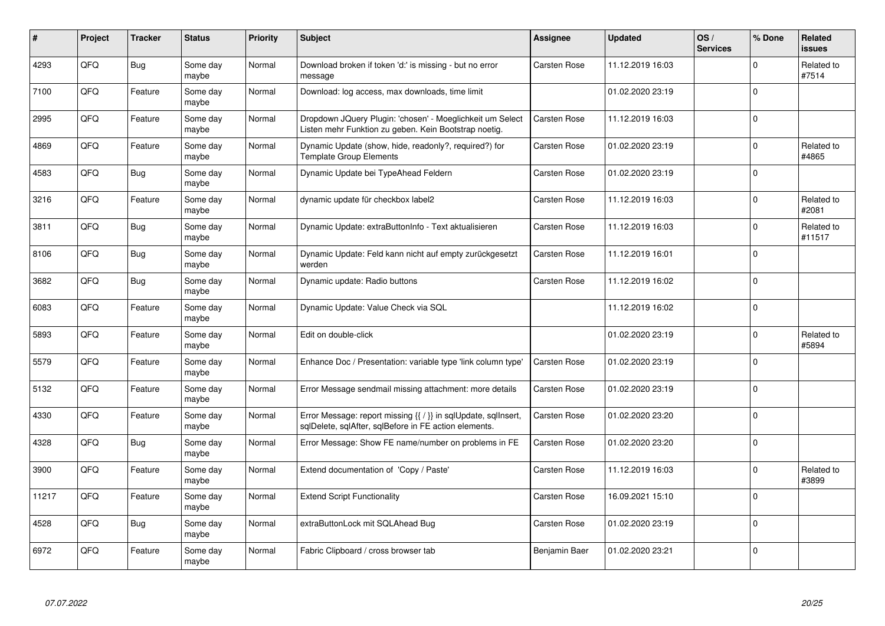| # | Project | Tracker | Status | Priority | Subject | Assignee | Updated | OS / Services | % Done | Related issues |
|---|---|---|---|---|---|---|---|---|---|---|
| 4293 | QFQ | Bug | Some day maybe | Normal | Download broken if token 'd:' is missing - but no error message | Carsten Rose | 11.12.2019 16:03 | | 0 | Related to #7514 |
| 7100 | QFQ | Feature | Some day maybe | Normal | Download: log access, max downloads, time limit | | 01.02.2020 23:19 | | 0 | |
| 2995 | QFQ | Feature | Some day maybe | Normal | Dropdown JQuery Plugin: 'chosen' - Moeglichkeit um Select Listen mehr Funktion zu geben. Kein Bootstrap noetig. | Carsten Rose | 11.12.2019 16:03 | | 0 | |
| 4869 | QFQ | Feature | Some day maybe | Normal | Dynamic Update (show, hide, readonly?, required?) for Template Group Elements | Carsten Rose | 01.02.2020 23:19 | | 0 | Related to #4865 |
| 4583 | QFQ | Bug | Some day maybe | Normal | Dynamic Update bei TypeAhead Feldern | Carsten Rose | 01.02.2020 23:19 | | 0 | |
| 3216 | QFQ | Feature | Some day maybe | Normal | dynamic update für checkbox label2 | Carsten Rose | 11.12.2019 16:03 | | 0 | Related to #2081 |
| 3811 | QFQ | Bug | Some day maybe | Normal | Dynamic Update: extraButtonInfo - Text aktualisieren | Carsten Rose | 11.12.2019 16:03 | | 0 | Related to #11517 |
| 8106 | QFQ | Bug | Some day maybe | Normal | Dynamic Update: Feld kann nicht auf empty zurückgesetzt werden | Carsten Rose | 11.12.2019 16:01 | | 0 | |
| 3682 | QFQ | Bug | Some day maybe | Normal | Dynamic update: Radio buttons | Carsten Rose | 11.12.2019 16:02 | | 0 | |
| 6083 | QFQ | Feature | Some day maybe | Normal | Dynamic Update: Value Check via SQL | | 11.12.2019 16:02 | | 0 | |
| 5893 | QFQ | Feature | Some day maybe | Normal | Edit on double-click | | 01.02.2020 23:19 | | 0 | Related to #5894 |
| 5579 | QFQ | Feature | Some day maybe | Normal | Enhance Doc / Presentation: variable type 'link column type' | Carsten Rose | 01.02.2020 23:19 | | 0 | |
| 5132 | QFQ | Feature | Some day maybe | Normal | Error Message sendmail missing attachment: more details | Carsten Rose | 01.02.2020 23:19 | | 0 | |
| 4330 | QFQ | Feature | Some day maybe | Normal | Error Message: report missing {{ / }} in sqlUpdate, sqlInsert, sqlDelete, sqlAfter, sqlBefore in FE action elements. | Carsten Rose | 01.02.2020 23:20 | | 0 | |
| 4328 | QFQ | Bug | Some day maybe | Normal | Error Message: Show FE name/number on problems in FE | Carsten Rose | 01.02.2020 23:20 | | 0 | |
| 3900 | QFQ | Feature | Some day maybe | Normal | Extend documentation of 'Copy / Paste' | Carsten Rose | 11.12.2019 16:03 | | 0 | Related to #3899 |
| 11217 | QFQ | Feature | Some day maybe | Normal | Extend Script Functionality | Carsten Rose | 16.09.2021 15:10 | | 0 | |
| 4528 | QFQ | Bug | Some day maybe | Normal | extraButtonLock mit SQLAhead Bug | Carsten Rose | 01.02.2020 23:19 | | 0 | |
| 6972 | QFQ | Feature | Some day maybe | Normal | Fabric Clipboard / cross browser tab | Benjamin Baer | 01.02.2020 23:21 | | 0 | |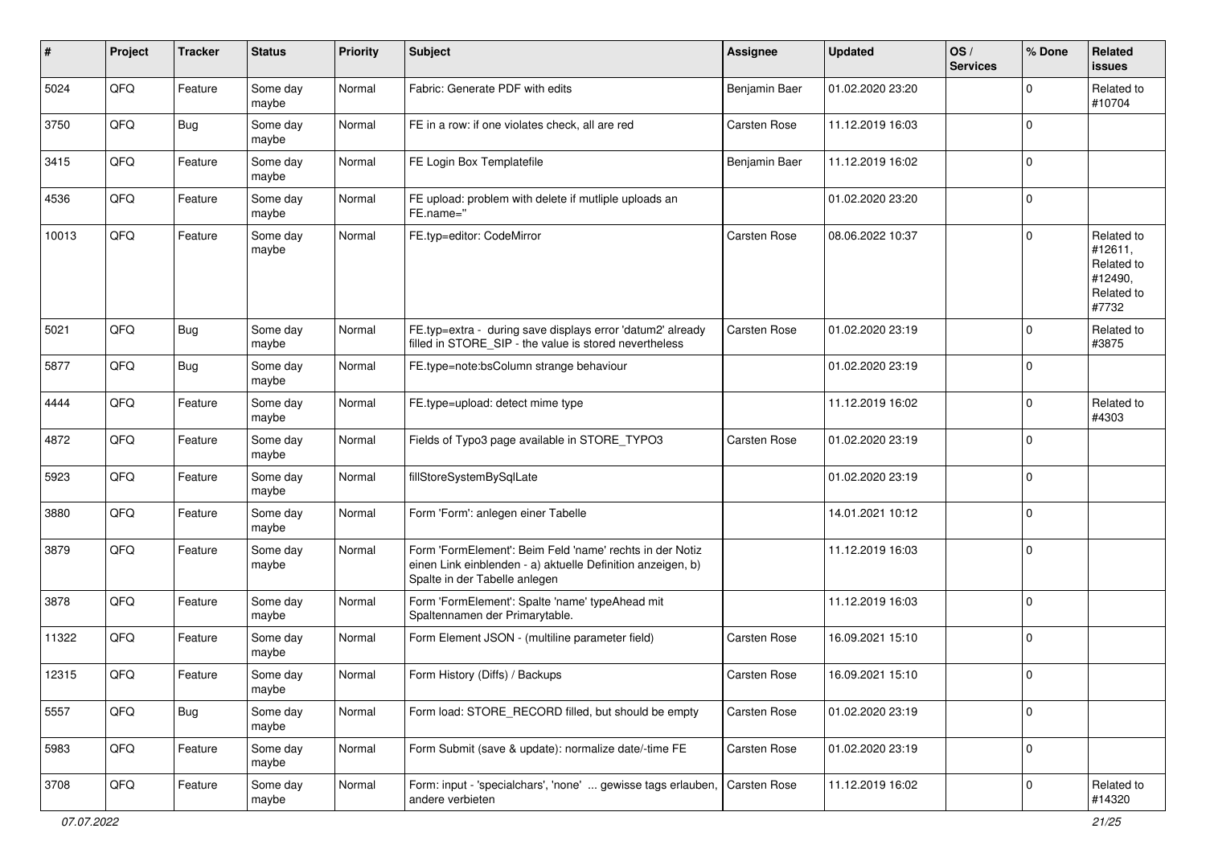| # | Project | Tracker | Status | Priority | Subject | Assignee | Updated | OS / Services | % Done | Related issues |
|---|---|---|---|---|---|---|---|---|---|---|
| 5024 | QFQ | Feature | Some day maybe | Normal | Fabric: Generate PDF with edits | Benjamin Baer | 01.02.2020 23:20 | | 0 | Related to #10704 |
| 3750 | QFQ | Bug | Some day maybe | Normal | FE in a row: if one violates check, all are red | Carsten Rose | 11.12.2019 16:03 | | 0 | |
| 3415 | QFQ | Feature | Some day maybe | Normal | FE Login Box Templatefile | Benjamin Baer | 11.12.2019 16:02 | | 0 | |
| 4536 | QFQ | Feature | Some day maybe | Normal | FE upload: problem with delete if mutliple uploads an FE.name=" | | 01.02.2020 23:20 | | 0 | |
| 10013 | QFQ | Feature | Some day maybe | Normal | FE.typ=editor: CodeMirror | Carsten Rose | 08.06.2022 10:37 | | 0 | Related to #12611, Related to #12490, Related to #7732 |
| 5021 | QFQ | Bug | Some day maybe | Normal | FE.typ=extra - during save displays error 'datum2' already filled in STORE_SIP - the value is stored nevertheless | Carsten Rose | 01.02.2020 23:19 | | 0 | Related to #3875 |
| 5877 | QFQ | Bug | Some day maybe | Normal | FE.type=note:bsColumn strange behaviour | | 01.02.2020 23:19 | | 0 | |
| 4444 | QFQ | Feature | Some day maybe | Normal | FE.type=upload: detect mime type | | 11.12.2019 16:02 | | 0 | Related to #4303 |
| 4872 | QFQ | Feature | Some day maybe | Normal | Fields of Typo3 page available in STORE_TYPO3 | Carsten Rose | 01.02.2020 23:19 | | 0 | |
| 5923 | QFQ | Feature | Some day maybe | Normal | fillStoreSystemBySqlLate | | 01.02.2020 23:19 | | 0 | |
| 3880 | QFQ | Feature | Some day maybe | Normal | Form 'Form': anlegen einer Tabelle | | 14.01.2021 10:12 | | 0 | |
| 3879 | QFQ | Feature | Some day maybe | Normal | Form 'FormElement': Beim Feld 'name' rechts in der Notiz einen Link einblenden - a) aktuelle Definition anzeigen, b) Spalte in der Tabelle anlegen | | 11.12.2019 16:03 | | 0 | |
| 3878 | QFQ | Feature | Some day maybe | Normal | Form 'FormElement': Spalte 'name' typeAhead mit Spaltennamen der Primarytable. | | 11.12.2019 16:03 | | 0 | |
| 11322 | QFQ | Feature | Some day maybe | Normal | Form Element JSON - (multiline parameter field) | Carsten Rose | 16.09.2021 15:10 | | 0 | |
| 12315 | QFQ | Feature | Some day maybe | Normal | Form History (Diffs) / Backups | Carsten Rose | 16.09.2021 15:10 | | 0 | |
| 5557 | QFQ | Bug | Some day maybe | Normal | Form load: STORE_RECORD filled, but should be empty | Carsten Rose | 01.02.2020 23:19 | | 0 | |
| 5983 | QFQ | Feature | Some day maybe | Normal | Form Submit (save & update): normalize date/-time FE | Carsten Rose | 01.02.2020 23:19 | | 0 | |
| 3708 | QFQ | Feature | Some day maybe | Normal | Form: input - 'specialchars', 'none' ... gewisse tags erlauben, andere verbieten | Carsten Rose | 11.12.2019 16:02 | | 0 | Related to #14320 |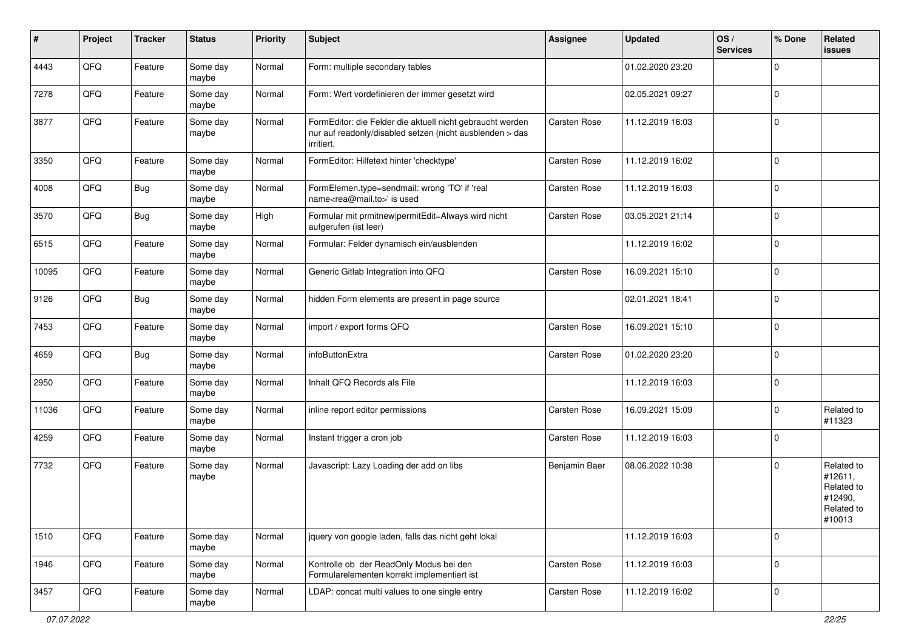| # | Project | Tracker | Status | Priority | Subject | Assignee | Updated | OS / Services | % Done | Related issues |
|---|---|---|---|---|---|---|---|---|---|---|
| 4443 | QFQ | Feature | Some day maybe | Normal | Form: multiple secondary tables | | 01.02.2020 23:20 | | 0 | |
| 7278 | QFQ | Feature | Some day maybe | Normal | Form: Wert vordefinieren der immer gesetzt wird | | 02.05.2021 09:27 | | 0 | |
| 3877 | QFQ | Feature | Some day maybe | Normal | FormEditor: die Felder die aktuell nicht gebraucht werden nur auf readonly/disabled setzen (nicht ausblenden > das irritiert. | Carsten Rose | 11.12.2019 16:03 | | 0 | |
| 3350 | QFQ | Feature | Some day maybe | Normal | FormEditor: Hilfetext hinter 'checktype' | Carsten Rose | 11.12.2019 16:02 | | 0 | |
| 4008 | QFQ | Bug | Some day maybe | Normal | FormElemen.type=sendmail: wrong 'TO' if 'real name<rea@mail.to>' is used | Carsten Rose | 11.12.2019 16:03 | | 0 | |
| 3570 | QFQ | Bug | Some day maybe | High | Formular mit prmitnew\|permitEdit=Always wird nicht aufgerufen (ist leer) | Carsten Rose | 03.05.2021 21:14 | | 0 | |
| 6515 | QFQ | Feature | Some day maybe | Normal | Formular: Felder dynamisch ein/ausblenden | | 11.12.2019 16:02 | | 0 | |
| 10095 | QFQ | Feature | Some day maybe | Normal | Generic Gitlab Integration into QFQ | Carsten Rose | 16.09.2021 15:10 | | 0 | |
| 9126 | QFQ | Bug | Some day maybe | Normal | hidden Form elements are present in page source | | 02.01.2021 18:41 | | 0 | |
| 7453 | QFQ | Feature | Some day maybe | Normal | import / export forms QFQ | Carsten Rose | 16.09.2021 15:10 | | 0 | |
| 4659 | QFQ | Bug | Some day maybe | Normal | infoButtonExtra | Carsten Rose | 01.02.2020 23:20 | | 0 | |
| 2950 | QFQ | Feature | Some day maybe | Normal | Inhalt QFQ Records als File | | 11.12.2019 16:03 | | 0 | |
| 11036 | QFQ | Feature | Some day maybe | Normal | inline report editor permissions | Carsten Rose | 16.09.2021 15:09 | | 0 | Related to #11323 |
| 4259 | QFQ | Feature | Some day maybe | Normal | Instant trigger a cron job | Carsten Rose | 11.12.2019 16:03 | | 0 | |
| 7732 | QFQ | Feature | Some day maybe | Normal | Javascript: Lazy Loading der add on libs | Benjamin Baer | 08.06.2022 10:38 | | 0 | Related to #12611, Related to #12490, Related to #10013 |
| 1510 | QFQ | Feature | Some day maybe | Normal | jquery von google laden, falls das nicht geht lokal | | 11.12.2019 16:03 | | 0 | |
| 1946 | QFQ | Feature | Some day maybe | Normal | Kontrolle ob der ReadOnly Modus bei den Formularelementen korrekt implementiert ist | Carsten Rose | 11.12.2019 16:03 | | 0 | |
| 3457 | QFQ | Feature | Some day maybe | Normal | LDAP: concat multi values to one single entry | Carsten Rose | 11.12.2019 16:02 | | 0 | |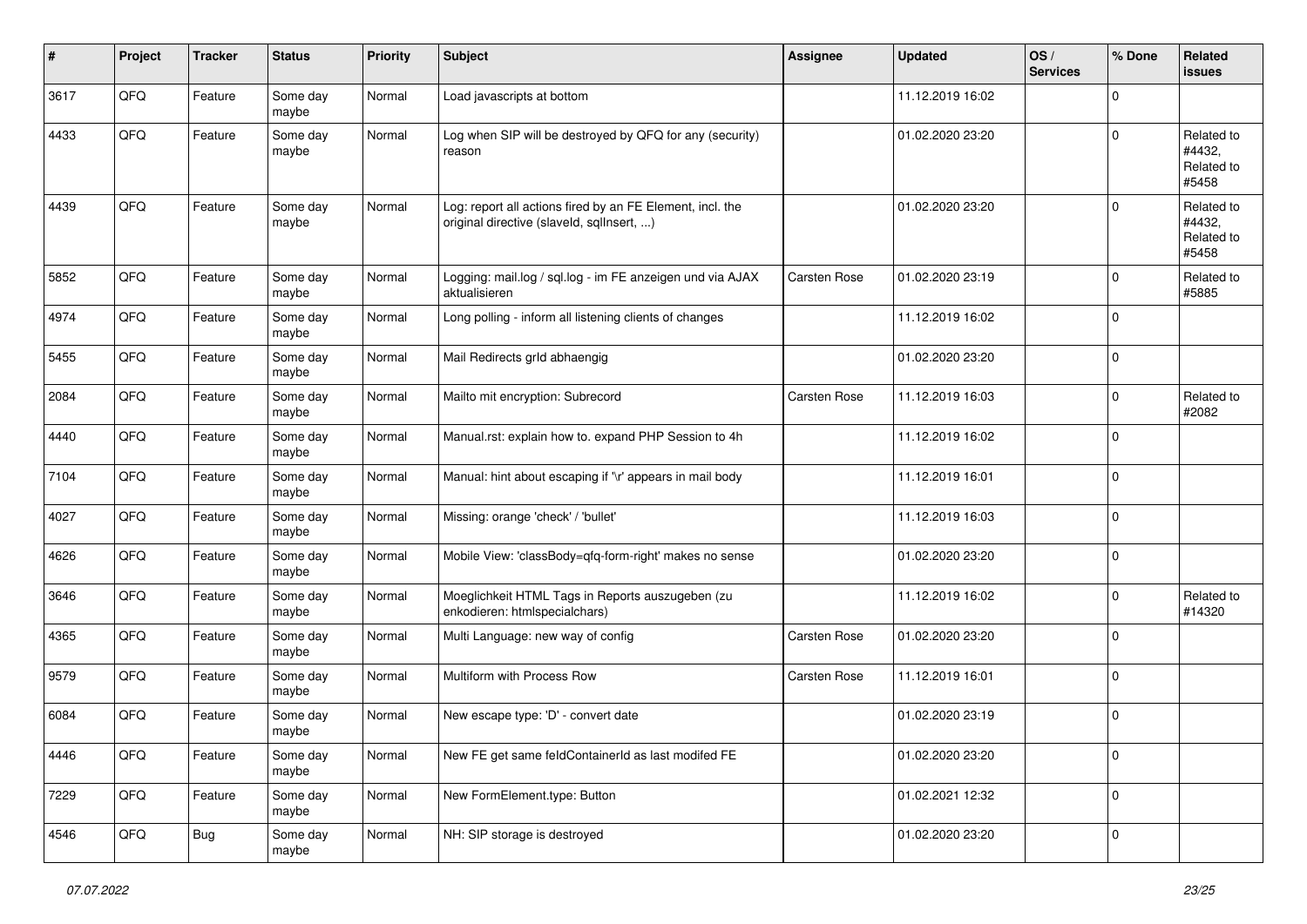| # | Project | Tracker | Status | Priority | Subject | Assignee | Updated | OS / Services | % Done | Related issues |
|---|---|---|---|---|---|---|---|---|---|---|
| 3617 | QFQ | Feature | Some day maybe | Normal | Load javascripts at bottom | | 11.12.2019 16:02 | | 0 | |
| 4433 | QFQ | Feature | Some day maybe | Normal | Log when SIP will be destroyed by QFQ for any (security) reason | | 01.02.2020 23:20 | | 0 | Related to #4432, Related to #5458 |
| 4439 | QFQ | Feature | Some day maybe | Normal | Log: report all actions fired by an FE Element, incl. the original directive (slaveId, sqlInsert, ...) | | 01.02.2020 23:20 | | 0 | Related to #4432, Related to #5458 |
| 5852 | QFQ | Feature | Some day maybe | Normal | Logging: mail.log / sql.log - im FE anzeigen und via AJAX aktualisieren | Carsten Rose | 01.02.2020 23:19 | | 0 | Related to #5885 |
| 4974 | QFQ | Feature | Some day maybe | Normal | Long polling - inform all listening clients of changes | | 11.12.2019 16:02 | | 0 | |
| 5455 | QFQ | Feature | Some day maybe | Normal | Mail Redirects grId abhaengig | | 01.02.2020 23:20 | | 0 | |
| 2084 | QFQ | Feature | Some day maybe | Normal | Mailto mit encryption: Subrecord | Carsten Rose | 11.12.2019 16:03 | | 0 | Related to #2082 |
| 4440 | QFQ | Feature | Some day maybe | Normal | Manual.rst: explain how to. expand PHP Session to 4h | | 11.12.2019 16:02 | | 0 | |
| 7104 | QFQ | Feature | Some day maybe | Normal | Manual: hint about escaping if '\r' appears in mail body | | 11.12.2019 16:01 | | 0 | |
| 4027 | QFQ | Feature | Some day maybe | Normal | Missing: orange 'check' / 'bullet' | | 11.12.2019 16:03 | | 0 | |
| 4626 | QFQ | Feature | Some day maybe | Normal | Mobile View: 'classBody=qfq-form-right' makes no sense | | 01.02.2020 23:20 | | 0 | |
| 3646 | QFQ | Feature | Some day maybe | Normal | Moeglichkeit HTML Tags in Reports auszugeben (zu enkodieren: htmlspecialchars) | | 11.12.2019 16:02 | | 0 | Related to #14320 |
| 4365 | QFQ | Feature | Some day maybe | Normal | Multi Language: new way of config | Carsten Rose | 01.02.2020 23:20 | | 0 | |
| 9579 | QFQ | Feature | Some day maybe | Normal | Multiform with Process Row | Carsten Rose | 11.12.2019 16:01 | | 0 | |
| 6084 | QFQ | Feature | Some day maybe | Normal | New escape type: 'D' - convert date | | 01.02.2020 23:19 | | 0 | |
| 4446 | QFQ | Feature | Some day maybe | Normal | New FE get same feldContainerId as last modifed FE | | 01.02.2020 23:20 | | 0 | |
| 7229 | QFQ | Feature | Some day maybe | Normal | New FormElement.type: Button | | 01.02.2021 12:32 | | 0 | |
| 4546 | QFQ | Bug | Some day maybe | Normal | NH: SIP storage is destroyed | | 01.02.2020 23:20 | | 0 | |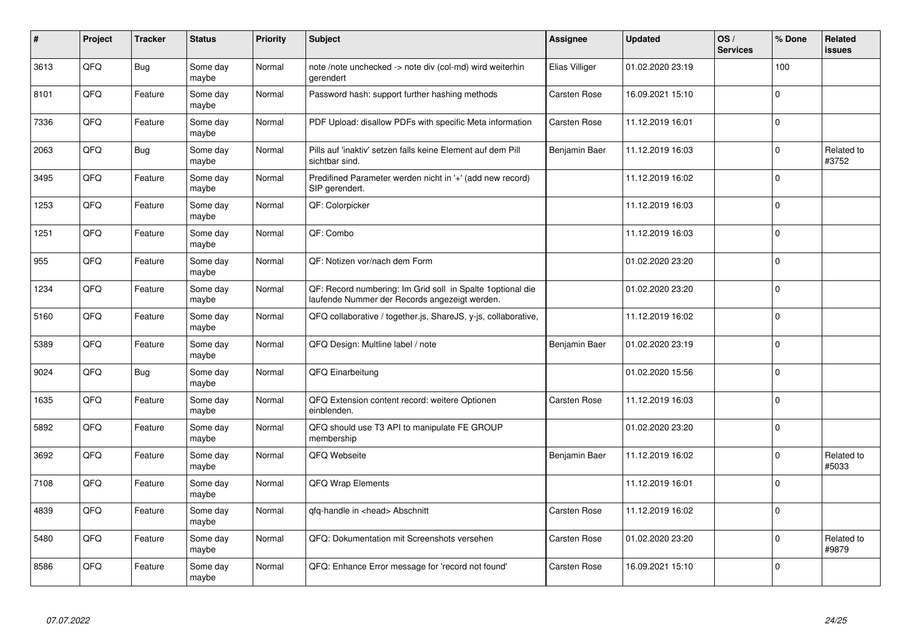| # | Project | Tracker | Status | Priority | Subject | Assignee | Updated | OS / Services | % Done | Related issues |
|---|---|---|---|---|---|---|---|---|---|---|
| 3613 | QFQ | Bug | Some day maybe | Normal | note /note unchecked -> note div (col-md) wird weiterhin gerendert | Elias Villiger | 01.02.2020 23:19 | | 100 | |
| 8101 | QFQ | Feature | Some day maybe | Normal | Password hash: support further hashing methods | Carsten Rose | 16.09.2021 15:10 | | 0 | |
| 7336 | QFQ | Feature | Some day maybe | Normal | PDF Upload: disallow PDFs with specific Meta information | Carsten Rose | 11.12.2019 16:01 | | 0 | |
| 2063 | QFQ | Bug | Some day maybe | Normal | Pills auf 'inaktiv' setzen falls keine Element auf dem Pill sichtbar sind. | Benjamin Baer | 11.12.2019 16:03 | | 0 | Related to #3752 |
| 3495 | QFQ | Feature | Some day maybe | Normal | Predifined Parameter werden nicht in '+' (add new record) SIP gerendert. | | 11.12.2019 16:02 | | 0 | |
| 1253 | QFQ | Feature | Some day maybe | Normal | QF: Colorpicker | | 11.12.2019 16:03 | | 0 | |
| 1251 | QFQ | Feature | Some day maybe | Normal | QF: Combo | | 11.12.2019 16:03 | | 0 | |
| 955 | QFQ | Feature | Some day maybe | Normal | QF: Notizen vor/nach dem Form | | 01.02.2020 23:20 | | 0 | |
| 1234 | QFQ | Feature | Some day maybe | Normal | QF: Record numbering: Im Grid soll in Spalte 1optional die laufende Nummer der Records angezeigt werden. | | 01.02.2020 23:20 | | 0 | |
| 5160 | QFQ | Feature | Some day maybe | Normal | QFQ collaborative / together.js, ShareJS, y-js, collaborative, | | 11.12.2019 16:02 | | 0 | |
| 5389 | QFQ | Feature | Some day maybe | Normal | QFQ Design: Multline label / note | Benjamin Baer | 01.02.2020 23:19 | | 0 | |
| 9024 | QFQ | Bug | Some day maybe | Normal | QFQ Einarbeitung | | 01.02.2020 15:56 | | 0 | |
| 1635 | QFQ | Feature | Some day maybe | Normal | QFQ Extension content record: weitere Optionen einblenden. | Carsten Rose | 11.12.2019 16:03 | | 0 | |
| 5892 | QFQ | Feature | Some day maybe | Normal | QFQ should use T3 API to manipulate FE GROUP membership | | 01.02.2020 23:20 | | 0 | |
| 3692 | QFQ | Feature | Some day maybe | Normal | QFQ Webseite | Benjamin Baer | 11.12.2019 16:02 | | 0 | Related to #5033 |
| 7108 | QFQ | Feature | Some day maybe | Normal | QFQ Wrap Elements | | 11.12.2019 16:01 | | 0 | |
| 4839 | QFQ | Feature | Some day maybe | Normal | qfq-handle in <head> Abschnitt | Carsten Rose | 11.12.2019 16:02 | | 0 | |
| 5480 | QFQ | Feature | Some day maybe | Normal | QFQ: Dokumentation mit Screenshots versehen | Carsten Rose | 01.02.2020 23:20 | | 0 | Related to #9879 |
| 8586 | QFQ | Feature | Some day maybe | Normal | QFQ: Enhance Error message for 'record not found' | Carsten Rose | 16.09.2021 15:10 | | 0 | |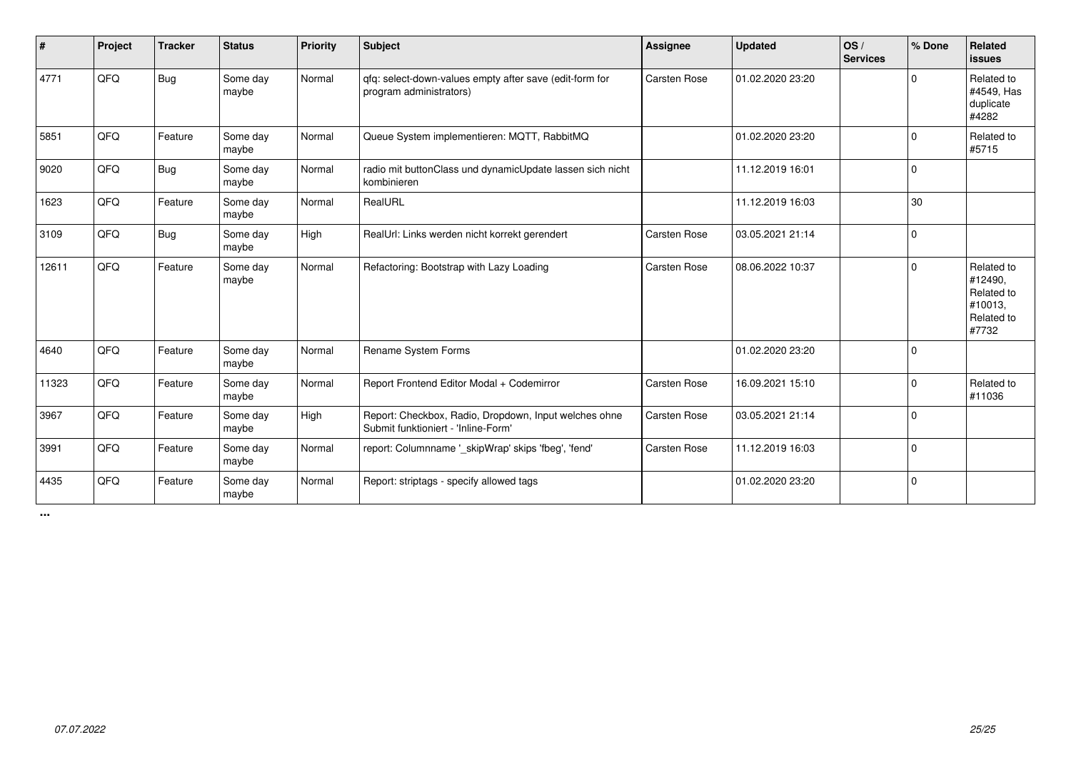| # | Project | Tracker | Status | Priority | Subject | Assignee | Updated | OS / Services | % Done | Related issues |
|---|---|---|---|---|---|---|---|---|---|---|
| 4771 | QFQ | Bug | Some day maybe | Normal | qfq: select-down-values empty after save (edit-form for program administrators) | Carsten Rose | 01.02.2020 23:20 | | 0 | Related to #4549, Has duplicate #4282 |
| 5851 | QFQ | Feature | Some day maybe | Normal | Queue System implementieren: MQTT, RabbitMQ | | 01.02.2020 23:20 | | 0 | Related to #5715 |
| 9020 | QFQ | Bug | Some day maybe | Normal | radio mit buttonClass und dynamicUpdate lassen sich nicht kombinieren | | 11.12.2019 16:01 | | 0 | |
| 1623 | QFQ | Feature | Some day maybe | Normal | RealURL | | 11.12.2019 16:03 | | 30 | |
| 3109 | QFQ | Bug | Some day maybe | High | RealUrl: Links werden nicht korrekt gerendert | Carsten Rose | 03.05.2021 21:14 | | 0 | |
| 12611 | QFQ | Feature | Some day maybe | Normal | Refactoring: Bootstrap with Lazy Loading | Carsten Rose | 08.06.2022 10:37 | | 0 | Related to #12490, Related to #10013, Related to #7732 |
| 4640 | QFQ | Feature | Some day maybe | Normal | Rename System Forms | | 01.02.2020 23:20 | | 0 | |
| 11323 | QFQ | Feature | Some day maybe | Normal | Report Frontend Editor Modal + Codemirror | Carsten Rose | 16.09.2021 15:10 | | 0 | Related to #11036 |
| 3967 | QFQ | Feature | Some day maybe | High | Report: Checkbox, Radio, Dropdown, Input welches ohne Submit funktioniert - 'Inline-Form' | Carsten Rose | 03.05.2021 21:14 | | 0 | |
| 3991 | QFQ | Feature | Some day maybe | Normal | report: Columnname '_skipWrap' skips 'fbeg', 'fend' | Carsten Rose | 11.12.2019 16:03 | | 0 | |
| 4435 | QFQ | Feature | Some day maybe | Normal | Report: striptags - specify allowed tags | | 01.02.2020 23:20 | | 0 | |

...